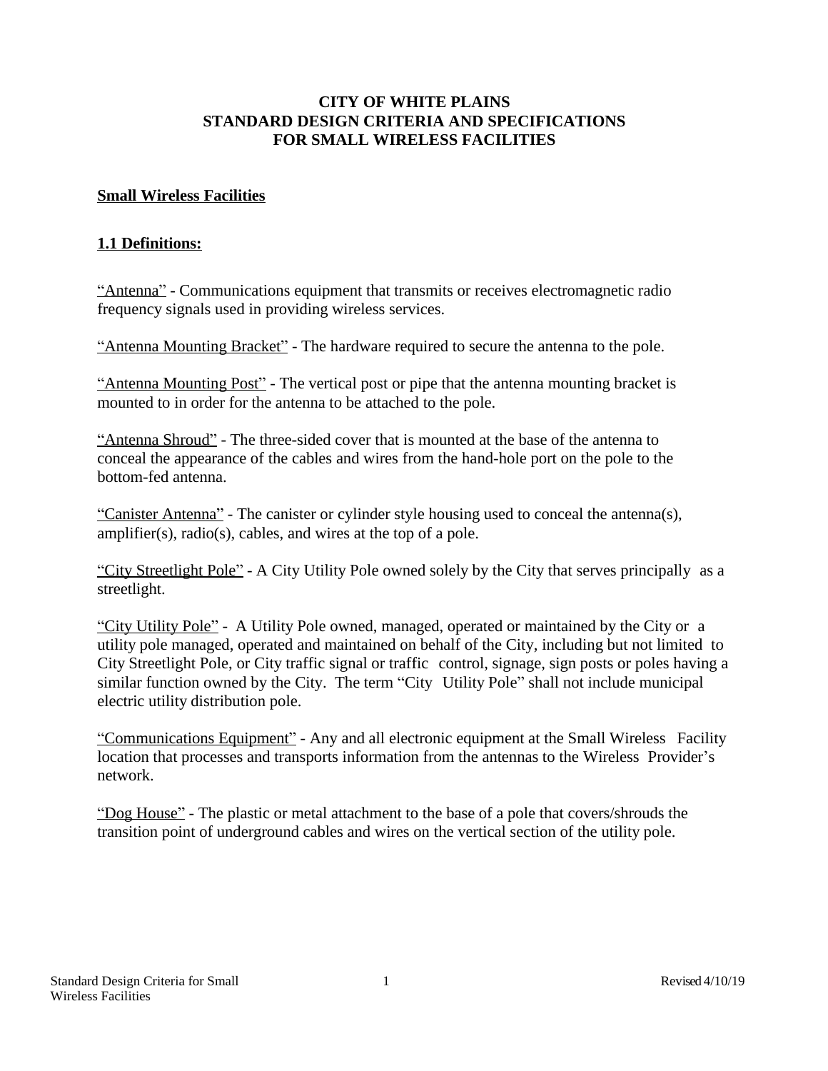# CITY OF WHITE PLAINS
# STANDARD DESIGN CRITERIA AND SPECIFICATIONS
# FOR SMALL WIRELESS FACILITIES

## Small Wireless Facilities

### 1.1 Definitions:

"Antenna" - Communications equipment that transmits or receives electromagnetic radio frequency signals used in providing wireless services.

"Antenna Mounting Bracket" - The hardware required to secure the antenna to the pole.

"Antenna Mounting Post" - The vertical post or pipe that the antenna mounting bracket is mounted to in order for the antenna to be attached to the pole.

"Antenna Shroud" - The three-sided cover that is mounted at the base of the antenna to conceal the appearance of the cables and wires from the hand-hole port on the pole to the bottom-fed antenna.

"Canister Antenna" - The canister or cylinder style housing used to conceal the antenna(s), amplifier(s), radio(s), cables, and wires at the top of a pole.

"City Streetlight Pole" - A City Utility Pole owned solely by the City that serves principally as a streetlight.

"City Utility Pole" - A Utility Pole owned, managed, operated or maintained by the City or a utility pole managed, operated and maintained on behalf of the City, including but not limited to City Streetlight Pole, or City traffic signal or traffic control, signage, sign posts or poles having a similar function owned by the City. The term "City Utility Pole" shall not include municipal electric utility distribution pole.

"Communications Equipment" - Any and all electronic equipment at the Small Wireless Facility location that processes and transports information from the antennas to the Wireless Provider's network.

"Dog House" - The plastic or metal attachment to the base of a pole that covers/shrouds the transition point of underground cables and wires on the vertical section of the utility pole.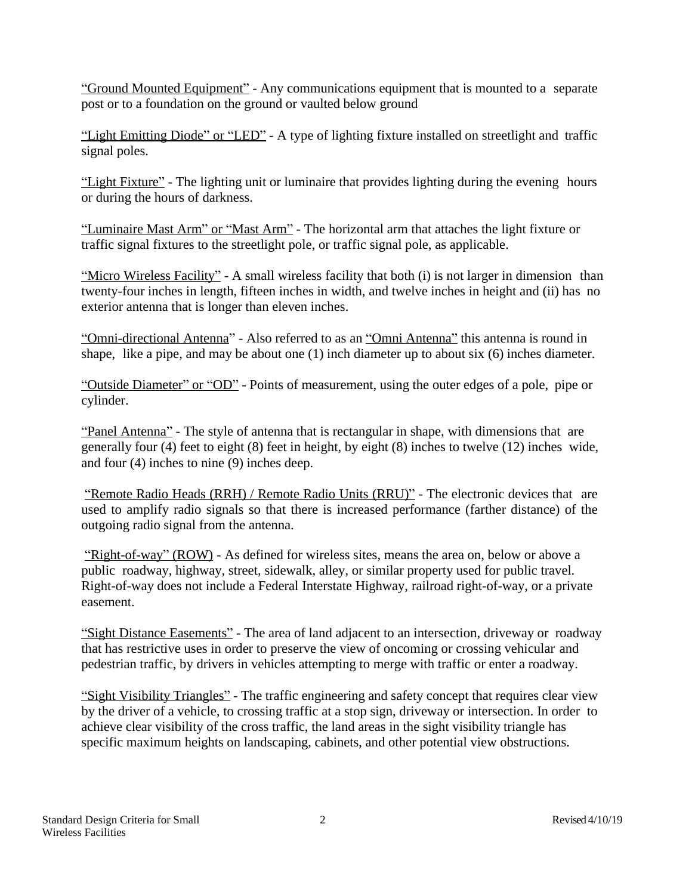<u>“Ground Mounted Equipment”</u> - Any communications equipment that is mounted to a separate post or to a foundation on the ground or vaulted below ground

<u>“Light Emitting Diode” or “LED”</u> - A type of lighting fixture installed on streetlight and traffic signal poles.

<u>“Light Fixture”</u> - The lighting unit or luminaire that provides lighting during the evening hours or during the hours of darkness.

<u>“Luminaire Mast Arm” or “Mast Arm”</u> - The horizontal arm that attaches the light fixture or traffic signal fixtures to the streetlight pole, or traffic signal pole, as applicable.

<u>“Micro Wireless Facility”</u> - A small wireless facility that both (i) is not larger in dimension than twenty-four inches in length, fifteen inches in width, and twelve inches in height and (ii) has no exterior antenna that is longer than eleven inches.

<u>“Omni-directional Antenna</u>” - Also referred to as an <u>“Omni Antenna”</u> this antenna is round in shape, like a pipe, and may be about one (1) inch diameter up to about six (6) inches diameter.

<u>“Outside Diameter” or “OD”</u> - Points of measurement, using the outer edges of a pole, pipe or cylinder.

<u>“Panel Antenna”</u> - The style of antenna that is rectangular in shape, with dimensions that are generally four (4) feet to eight (8) feet in height, by eight (8) inches to twelve (12) inches wide, and four (4) inches to nine (9) inches deep.

<u>“Remote Radio Heads (RRH) / Remote Radio Units (RRU)”</u> - The electronic devices that are used to amplify radio signals so that there is increased performance (farther distance) of the outgoing radio signal from the antenna.

<u>“Right-of-way” (ROW)</u> - As defined for wireless sites, means the area on, below or above a public roadway, highway, street, sidewalk, alley, or similar property used for public travel. Right-of-way does not include a Federal Interstate Highway, railroad right-of-way, or a private easement.

<u>“Sight Distance Easements”</u> - The area of land adjacent to an intersection, driveway or roadway that has restrictive uses in order to preserve the view of oncoming or crossing vehicular and pedestrian traffic, by drivers in vehicles attempting to merge with traffic or enter a roadway.

<u>“Sight Visibility Triangles”</u> - The traffic engineering and safety concept that requires clear view by the driver of a vehicle, to crossing traffic at a stop sign, driveway or intersection. In order to achieve clear visibility of the cross traffic, the land areas in the sight visibility triangle has specific maximum heights on landscaping, cabinets, and other potential view obstructions.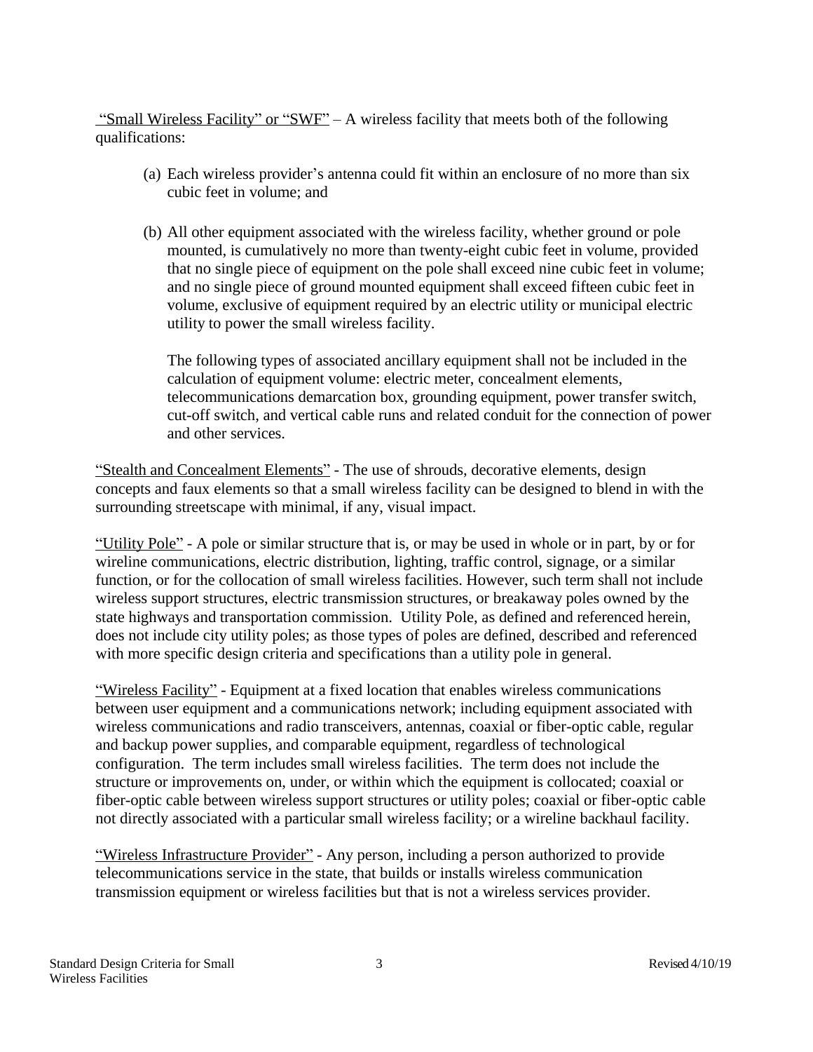"Small Wireless Facility" or "SWF" – A wireless facility that meets both of the following qualifications:

(a) Each wireless provider's antenna could fit within an enclosure of no more than six cubic feet in volume; and

(b) All other equipment associated with the wireless facility, whether ground or pole mounted, is cumulatively no more than twenty-eight cubic feet in volume, provided that no single piece of equipment on the pole shall exceed nine cubic feet in volume; and no single piece of ground mounted equipment shall exceed fifteen cubic feet in volume, exclusive of equipment required by an electric utility or municipal electric utility to power the small wireless facility.

The following types of associated ancillary equipment shall not be included in the calculation of equipment volume: electric meter, concealment elements, telecommunications demarcation box, grounding equipment, power transfer switch, cut-off switch, and vertical cable runs and related conduit for the connection of power and other services.

"Stealth and Concealment Elements" - The use of shrouds, decorative elements, design concepts and faux elements so that a small wireless facility can be designed to blend in with the surrounding streetscape with minimal, if any, visual impact.

"Utility Pole" - A pole or similar structure that is, or may be used in whole or in part, by or for wireline communications, electric distribution, lighting, traffic control, signage, or a similar function, or for the collocation of small wireless facilities. However, such term shall not include wireless support structures, electric transmission structures, or breakaway poles owned by the state highways and transportation commission. Utility Pole, as defined and referenced herein, does not include city utility poles; as those types of poles are defined, described and referenced with more specific design criteria and specifications than a utility pole in general.

"Wireless Facility" - Equipment at a fixed location that enables wireless communications between user equipment and a communications network; including equipment associated with wireless communications and radio transceivers, antennas, coaxial or fiber-optic cable, regular and backup power supplies, and comparable equipment, regardless of technological configuration. The term includes small wireless facilities. The term does not include the structure or improvements on, under, or within which the equipment is collocated; coaxial or fiber-optic cable between wireless support structures or utility poles; coaxial or fiber-optic cable not directly associated with a particular small wireless facility; or a wireline backhaul facility.

"Wireless Infrastructure Provider" - Any person, including a person authorized to provide telecommunications service in the state, that builds or installs wireless communication transmission equipment or wireless facilities but that is not a wireless services provider.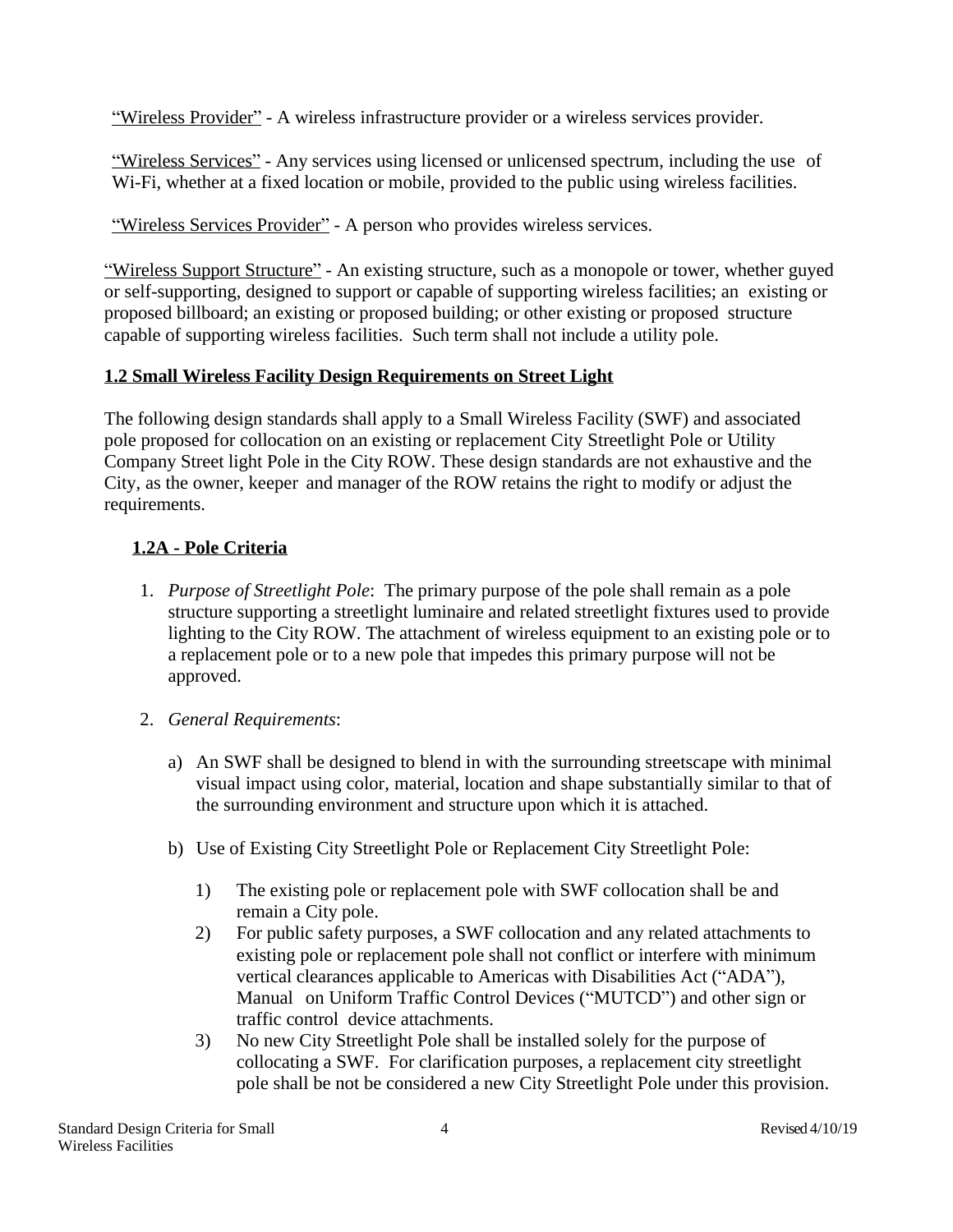"Wireless Provider" - A wireless infrastructure provider or a wireless services provider.

"Wireless Services" - Any services using licensed or unlicensed spectrum, including the use of Wi-Fi, whether at a fixed location or mobile, provided to the public using wireless facilities.

"Wireless Services Provider" - A person who provides wireless services.

"Wireless Support Structure" - An existing structure, such as a monopole or tower, whether guyed or self-supporting, designed to support or capable of supporting wireless facilities; an existing or proposed billboard; an existing or proposed building; or other existing or proposed structure capable of supporting wireless facilities. Such term shall not include a utility pole.

## 1.2 Small Wireless Facility Design Requirements on Street Light

The following design standards shall apply to a Small Wireless Facility (SWF) and associated pole proposed for collocation on an existing or replacement City Streetlight Pole or Utility Company Street light Pole in the City ROW. These design standards are not exhaustive and the City, as the owner, keeper and manager of the ROW retains the right to modify or adjust the requirements.

### 1.2A - Pole Criteria

1. *Purpose of Streetlight Pole*: The primary purpose of the pole shall remain as a pole structure supporting a streetlight luminaire and related streetlight fixtures used to provide lighting to the City ROW. The attachment of wireless equipment to an existing pole or to a replacement pole or to a new pole that impedes this primary purpose will not be approved.

2. *General Requirements*:

   a) An SWF shall be designed to blend in with the surrounding streetscape with minimal visual impact using color, material, location and shape substantially similar to that of the surrounding environment and structure upon which it is attached.

   b) Use of Existing City Streetlight Pole or Replacement City Streetlight Pole:

      1) The existing pole or replacement pole with SWF collocation shall be and remain a City pole.
      2) For public safety purposes, a SWF collocation and any related attachments to existing pole or replacement pole shall not conflict or interfere with minimum vertical clearances applicable to Americas with Disabilities Act ("ADA"), Manual on Uniform Traffic Control Devices ("MUTCD") and other sign or traffic control device attachments.
      3) No new City Streetlight Pole shall be installed solely for the purpose of collocating a SWF. For clarification purposes, a replacement city streetlight pole shall be not be considered a new City Streetlight Pole under this provision.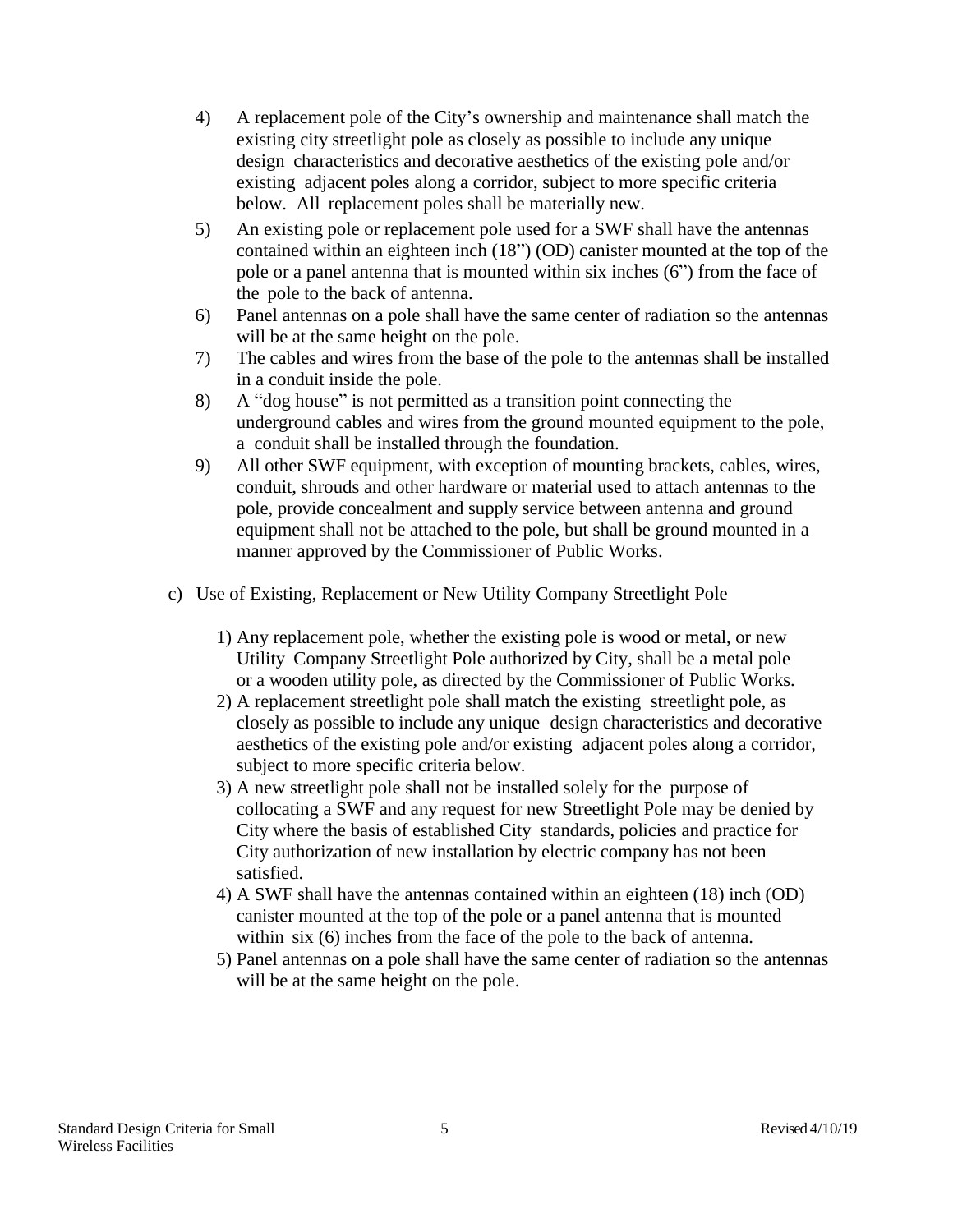4) A replacement pole of the City's ownership and maintenance shall match the existing city streetlight pole as closely as possible to include any unique design characteristics and decorative aesthetics of the existing pole and/or existing adjacent poles along a corridor, subject to more specific criteria below. All replacement poles shall be materially new.
5) An existing pole or replacement pole used for a SWF shall have the antennas contained within an eighteen inch (18") (OD) canister mounted at the top of the pole or a panel antenna that is mounted within six inches (6") from the face of the pole to the back of antenna.
6) Panel antennas on a pole shall have the same center of radiation so the antennas will be at the same height on the pole.
7) The cables and wires from the base of the pole to the antennas shall be installed in a conduit inside the pole.
8) A "dog house" is not permitted as a transition point connecting the underground cables and wires from the ground mounted equipment to the pole, a conduit shall be installed through the foundation.
9) All other SWF equipment, with exception of mounting brackets, cables, wires, conduit, shrouds and other hardware or material used to attach antennas to the pole, provide concealment and supply service between antenna and ground equipment shall not be attached to the pole, but shall be ground mounted in a manner approved by the Commissioner of Public Works.

c) Use of Existing, Replacement or New Utility Company Streetlight Pole

1) Any replacement pole, whether the existing pole is wood or metal, or new Utility Company Streetlight Pole authorized by City, shall be a metal pole or a wooden utility pole, as directed by the Commissioner of Public Works.
2) A replacement streetlight pole shall match the existing streetlight pole, as closely as possible to include any unique design characteristics and decorative aesthetics of the existing pole and/or existing adjacent poles along a corridor, subject to more specific criteria below.
3) A new streetlight pole shall not be installed solely for the purpose of collocating a SWF and any request for new Streetlight Pole may be denied by City where the basis of established City standards, policies and practice for City authorization of new installation by electric company has not been satisfied.
4) A SWF shall have the antennas contained within an eighteen (18) inch (OD) canister mounted at the top of the pole or a panel antenna that is mounted within six (6) inches from the face of the pole to the back of antenna.
5) Panel antennas on a pole shall have the same center of radiation so the antennas will be at the same height on the pole.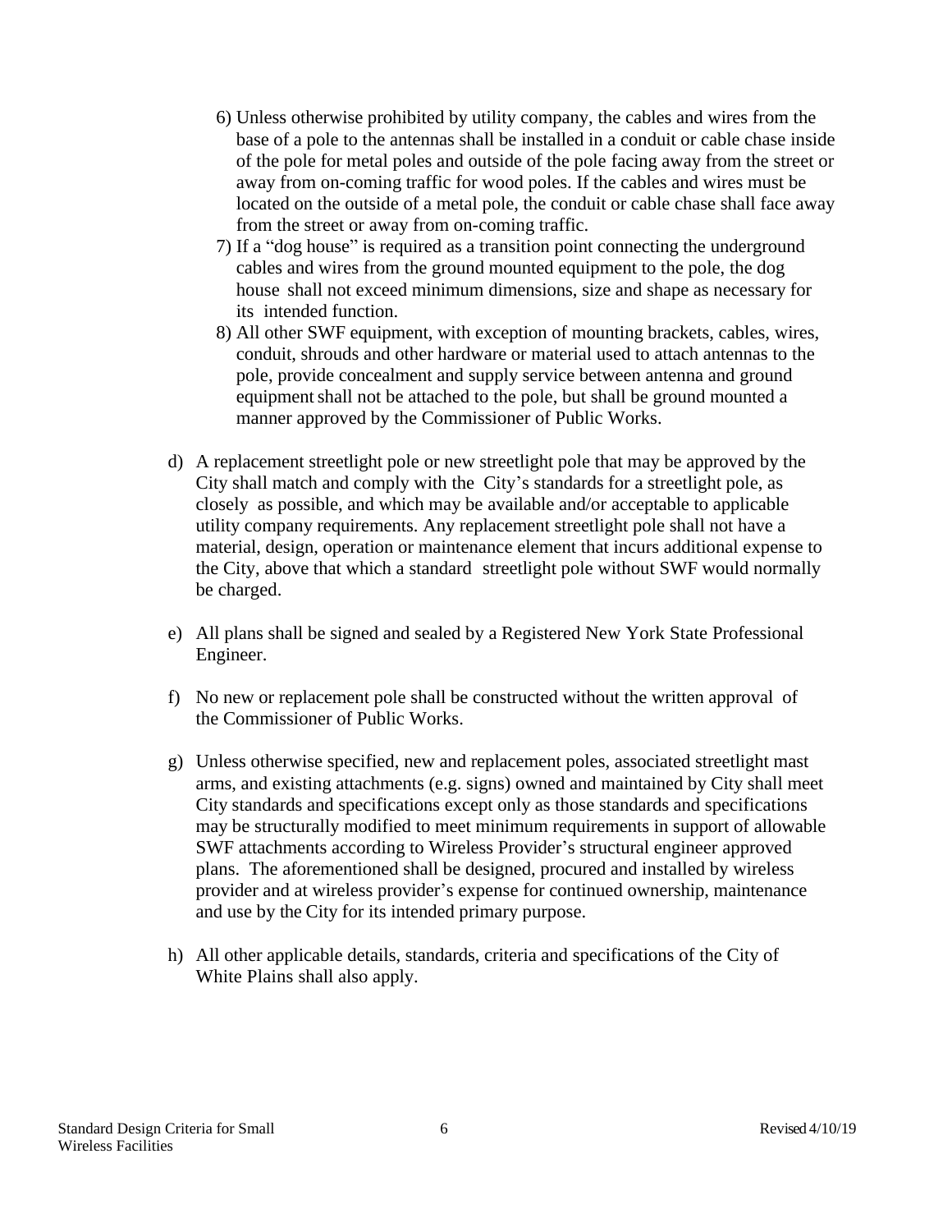6) Unless otherwise prohibited by utility company, the cables and wires from the base of a pole to the antennas shall be installed in a conduit or cable chase inside of the pole for metal poles and outside of the pole facing away from the street or away from on-coming traffic for wood poles. If the cables and wires must be located on the outside of a metal pole, the conduit or cable chase shall face away from the street or away from on-coming traffic.
7) If a "dog house" is required as a transition point connecting the underground cables and wires from the ground mounted equipment to the pole, the dog house shall not exceed minimum dimensions, size and shape as necessary for its intended function.
8) All other SWF equipment, with exception of mounting brackets, cables, wires, conduit, shrouds and other hardware or material used to attach antennas to the pole, provide concealment and supply service between antenna and ground equipment shall not be attached to the pole, but shall be ground mounted a manner approved by the Commissioner of Public Works.

d) A replacement streetlight pole or new streetlight pole that may be approved by the City shall match and comply with the City's standards for a streetlight pole, as closely as possible, and which may be available and/or acceptable to applicable utility company requirements. Any replacement streetlight pole shall not have a material, design, operation or maintenance element that incurs additional expense to the City, above that which a standard streetlight pole without SWF would normally be charged.

e) All plans shall be signed and sealed by a Registered New York State Professional Engineer.

f) No new or replacement pole shall be constructed without the written approval of the Commissioner of Public Works.

g) Unless otherwise specified, new and replacement poles, associated streetlight mast arms, and existing attachments (e.g. signs) owned and maintained by City shall meet City standards and specifications except only as those standards and specifications may be structurally modified to meet minimum requirements in support of allowable SWF attachments according to Wireless Provider's structural engineer approved plans. The aforementioned shall be designed, procured and installed by wireless provider and at wireless provider's expense for continued ownership, maintenance and use by the City for its intended primary purpose.

h) All other applicable details, standards, criteria and specifications of the City of White Plains shall also apply.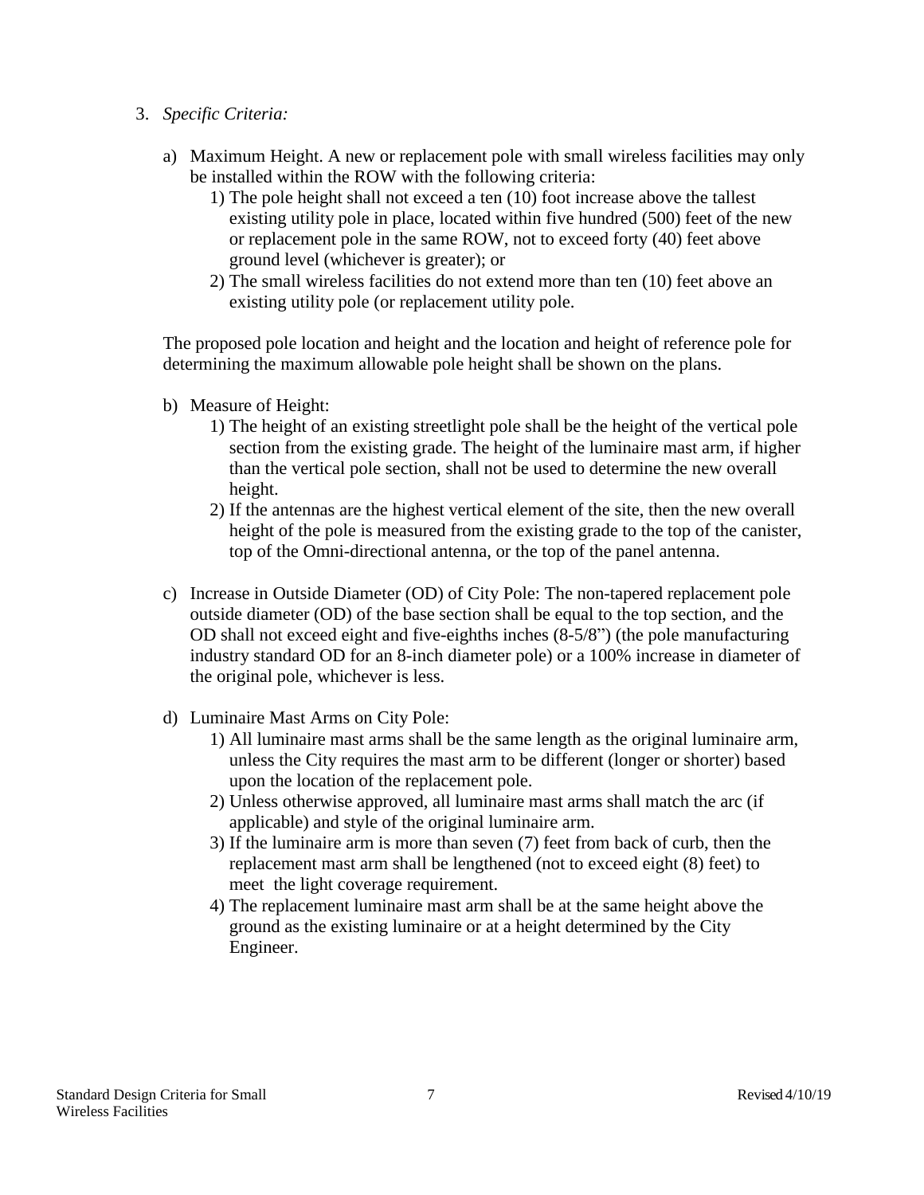3. *Specific Criteria:*

   a) Maximum Height. A new or replacement pole with small wireless facilities may only be installed within the ROW with the following criteria:
      1) The pole height shall not exceed a ten (10) foot increase above the tallest existing utility pole in place, located within five hundred (500) feet of the new or replacement pole in the same ROW, not to exceed forty (40) feet above ground level (whichever is greater); or
      2) The small wireless facilities do not extend more than ten (10) feet above an existing utility pole (or replacement utility pole.

   The proposed pole location and height and the location and height of reference pole for determining the maximum allowable pole height shall be shown on the plans.

   b) Measure of Height:
      1) The height of an existing streetlight pole shall be the height of the vertical pole section from the existing grade. The height of the luminaire mast arm, if higher than the vertical pole section, shall not be used to determine the new overall height.
      2) If the antennas are the highest vertical element of the site, then the new overall height of the pole is measured from the existing grade to the top of the canister, top of the Omni-directional antenna, or the top of the panel antenna.

   c) Increase in Outside Diameter (OD) of City Pole: The non-tapered replacement pole outside diameter (OD) of the base section shall be equal to the top section, and the OD shall not exceed eight and five-eighths inches (8-5/8") (the pole manufacturing industry standard OD for an 8-inch diameter pole) or a 100% increase in diameter of the original pole, whichever is less.

   d) Luminaire Mast Arms on City Pole:
      1) All luminaire mast arms shall be the same length as the original luminaire arm, unless the City requires the mast arm to be different (longer or shorter) based upon the location of the replacement pole.
      2) Unless otherwise approved, all luminaire mast arms shall match the arc (if applicable) and style of the original luminaire arm.
      3) If the luminaire arm is more than seven (7) feet from back of curb, then the replacement mast arm shall be lengthened (not to exceed eight (8) feet) to meet the light coverage requirement.
      4) The replacement luminaire mast arm shall be at the same height above the ground as the existing luminaire or at a height determined by the City Engineer.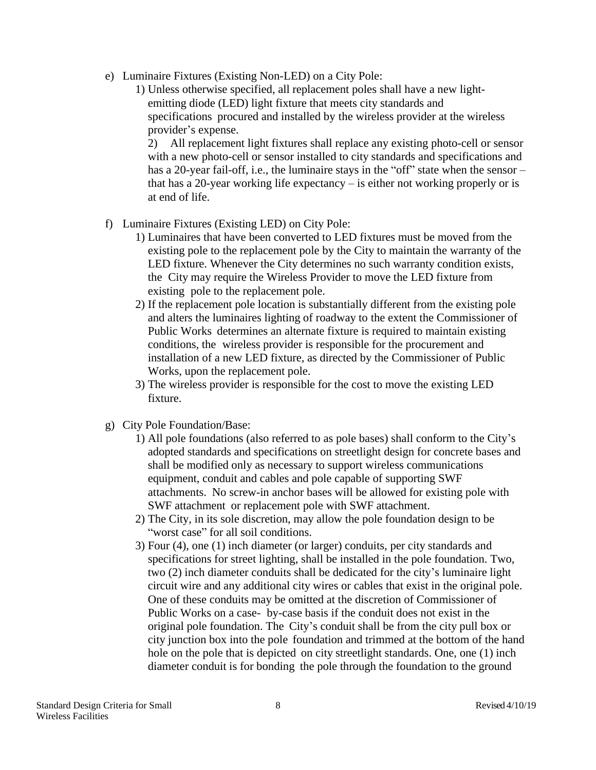e) Luminaire Fixtures (Existing Non-LED) on a City Pole:

1) Unless otherwise specified, all replacement poles shall have a new light-emitting diode (LED) light fixture that meets city standards and specifications procured and installed by the wireless provider at the wireless provider's expense.

2) All replacement light fixtures shall replace any existing photo-cell or sensor with a new photo-cell or sensor installed to city standards and specifications and has a 20-year fail-off, i.e., the luminaire stays in the "off" state when the sensor – that has a 20-year working life expectancy – is either not working properly or is at end of life.

f) Luminaire Fixtures (Existing LED) on City Pole:

1) Luminaires that have been converted to LED fixtures must be moved from the existing pole to the replacement pole by the City to maintain the warranty of the LED fixture. Whenever the City determines no such warranty condition exists, the City may require the Wireless Provider to move the LED fixture from existing pole to the replacement pole.

2) If the replacement pole location is substantially different from the existing pole and alters the luminaires lighting of roadway to the extent the Commissioner of Public Works determines an alternate fixture is required to maintain existing conditions, the wireless provider is responsible for the procurement and installation of a new LED fixture, as directed by the Commissioner of Public Works, upon the replacement pole.

3) The wireless provider is responsible for the cost to move the existing LED fixture.

g) City Pole Foundation/Base:

1) All pole foundations (also referred to as pole bases) shall conform to the City's adopted standards and specifications on streetlight design for concrete bases and shall be modified only as necessary to support wireless communications equipment, conduit and cables and pole capable of supporting SWF attachments. No screw-in anchor bases will be allowed for existing pole with SWF attachment or replacement pole with SWF attachment.

2) The City, in its sole discretion, may allow the pole foundation design to be "worst case" for all soil conditions.

3) Four (4), one (1) inch diameter (or larger) conduits, per city standards and specifications for street lighting, shall be installed in the pole foundation. Two, two (2) inch diameter conduits shall be dedicated for the city's luminaire light circuit wire and any additional city wires or cables that exist in the original pole. One of these conduits may be omitted at the discretion of Commissioner of Public Works on a case- by-case basis if the conduit does not exist in the original pole foundation. The City's conduit shall be from the city pull box or city junction box into the pole foundation and trimmed at the bottom of the hand hole on the pole that is depicted on city streetlight standards. One, one (1) inch diameter conduit is for bonding the pole through the foundation to the ground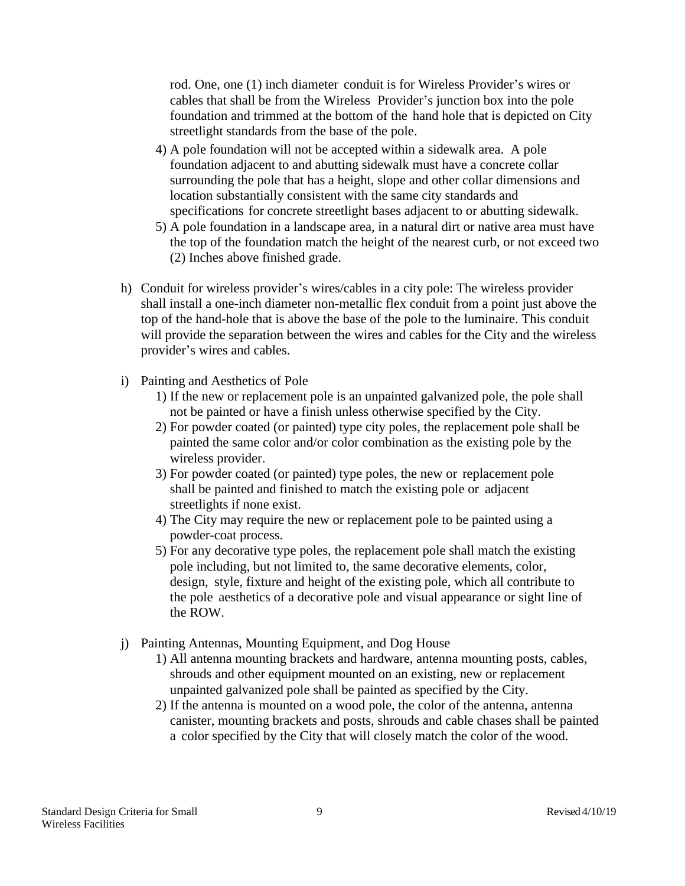rod. One, one (1) inch diameter conduit is for Wireless Provider's wires or cables that shall be from the Wireless Provider's junction box into the pole foundation and trimmed at the bottom of the hand hole that is depicted on City streetlight standards from the base of the pole.

4) A pole foundation will not be accepted within a sidewalk area. A pole foundation adjacent to and abutting sidewalk must have a concrete collar surrounding the pole that has a height, slope and other collar dimensions and location substantially consistent with the same city standards and specifications for concrete streetlight bases adjacent to or abutting sidewalk.
5) A pole foundation in a landscape area, in a natural dirt or native area must have the top of the foundation match the height of the nearest curb, or not exceed two (2) Inches above finished grade.

h) Conduit for wireless provider's wires/cables in a city pole: The wireless provider shall install a one-inch diameter non-metallic flex conduit from a point just above the top of the hand-hole that is above the base of the pole to the luminaire. This conduit will provide the separation between the wires and cables for the City and the wireless provider's wires and cables.

i) Painting and Aesthetics of Pole
   1) If the new or replacement pole is an unpainted galvanized pole, the pole shall not be painted or have a finish unless otherwise specified by the City.
   2) For powder coated (or painted) type city poles, the replacement pole shall be painted the same color and/or color combination as the existing pole by the wireless provider.
   3) For powder coated (or painted) type poles, the new or replacement pole shall be painted and finished to match the existing pole or adjacent streetlights if none exist.
   4) The City may require the new or replacement pole to be painted using a powder-coat process.
   5) For any decorative type poles, the replacement pole shall match the existing pole including, but not limited to, the same decorative elements, color, design, style, fixture and height of the existing pole, which all contribute to the pole aesthetics of a decorative pole and visual appearance or sight line of the ROW.

j) Painting Antennas, Mounting Equipment, and Dog House
   1) All antenna mounting brackets and hardware, antenna mounting posts, cables, shrouds and other equipment mounted on an existing, new or replacement unpainted galvanized pole shall be painted as specified by the City.
   2) If the antenna is mounted on a wood pole, the color of the antenna, antenna canister, mounting brackets and posts, shrouds and cable chases shall be painted a color specified by the City that will closely match the color of the wood.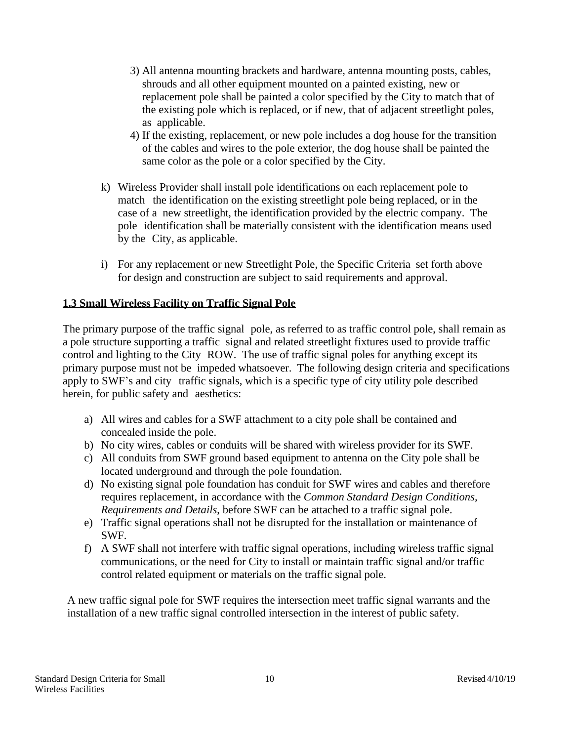3) All antenna mounting brackets and hardware, antenna mounting posts, cables, shrouds and all other equipment mounted on a painted existing, new or replacement pole shall be painted a color specified by the City to match that of the existing pole which is replaced, or if new, that of adjacent streetlight poles, as applicable.
4) If the existing, replacement, or new pole includes a dog house for the transition of the cables and wires to the pole exterior, the dog house shall be painted the same color as the pole or a color specified by the City.

k) Wireless Provider shall install pole identifications on each replacement pole to match the identification on the existing streetlight pole being replaced, or in the case of a new streetlight, the identification provided by the electric company. The pole identification shall be materially consistent with the identification means used by the City, as applicable.

i) For any replacement or new Streetlight Pole, the Specific Criteria set forth above for design and construction are subject to said requirements and approval.

**1.3 Small Wireless Facility on Traffic Signal Pole**

The primary purpose of the traffic signal pole, as referred to as traffic control pole, shall remain as a pole structure supporting a traffic signal and related streetlight fixtures used to provide traffic control and lighting to the City ROW. The use of traffic signal poles for anything except its primary purpose must not be impeded whatsoever. The following design criteria and specifications apply to SWF's and city traffic signals, which is a specific type of city utility pole described herein, for public safety and aesthetics:

a) All wires and cables for a SWF attachment to a city pole shall be contained and concealed inside the pole.
b) No city wires, cables or conduits will be shared with wireless provider for its SWF.
c) All conduits from SWF ground based equipment to antenna on the City pole shall be located underground and through the pole foundation.
d) No existing signal pole foundation has conduit for SWF wires and cables and therefore requires replacement, in accordance with the *Common Standard Design Conditions, Requirements and Details*, before SWF can be attached to a traffic signal pole.
e) Traffic signal operations shall not be disrupted for the installation or maintenance of SWF.
f) A SWF shall not interfere with traffic signal operations, including wireless traffic signal communications, or the need for City to install or maintain traffic signal and/or traffic control related equipment or materials on the traffic signal pole.

A new traffic signal pole for SWF requires the intersection meet traffic signal warrants and the installation of a new traffic signal controlled intersection in the interest of public safety.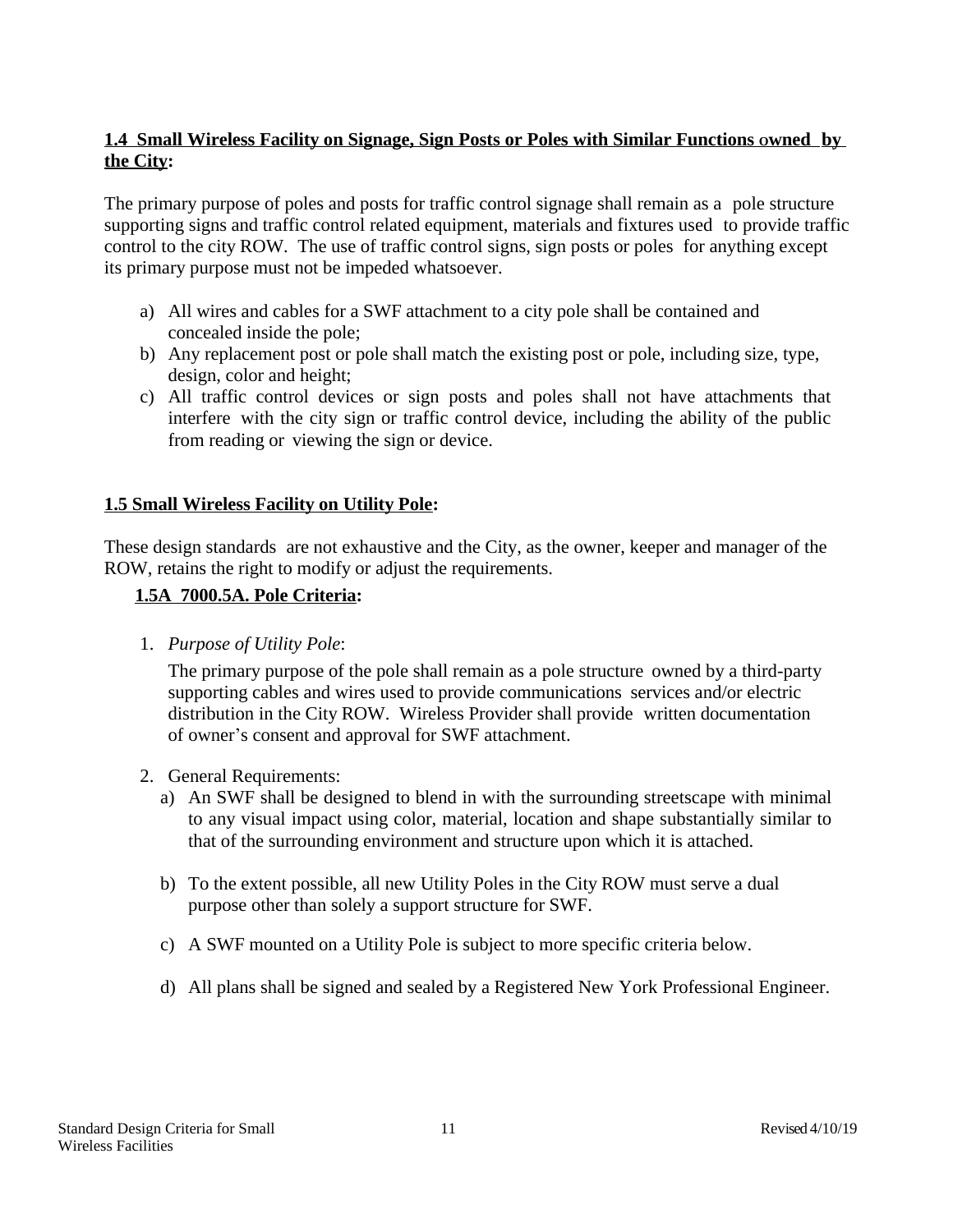**1.4 Small Wireless Facility on Signage, Sign Posts or Poles with Similar Functions owned by the City:**

The primary purpose of poles and posts for traffic control signage shall remain as a pole structure supporting signs and traffic control related equipment, materials and fixtures used to provide traffic control to the city ROW. The use of traffic control signs, sign posts or poles for anything except its primary purpose must not be impeded whatsoever.

a) All wires and cables for a SWF attachment to a city pole shall be contained and concealed inside the pole;
b) Any replacement post or pole shall match the existing post or pole, including size, type, design, color and height;
c) All traffic control devices or sign posts and poles shall not have attachments that interfere with the city sign or traffic control device, including the ability of the public from reading or viewing the sign or device.

**1.5 Small Wireless Facility on Utility Pole:**

These design standards are not exhaustive and the City, as the owner, keeper and manager of the ROW, retains the right to modify or adjust the requirements.

**1.5A 7000.5A. Pole Criteria:**

1. *Purpose of Utility Pole*:

   The primary purpose of the pole shall remain as a pole structure owned by a third-party supporting cables and wires used to provide communications services and/or electric distribution in the City ROW. Wireless Provider shall provide written documentation of owner's consent and approval for SWF attachment.

2. General Requirements:
   a) An SWF shall be designed to blend in with the surrounding streetscape with minimal to any visual impact using color, material, location and shape substantially similar to that of the surrounding environment and structure upon which it is attached.

   b) To the extent possible, all new Utility Poles in the City ROW must serve a dual purpose other than solely a support structure for SWF.

   c) A SWF mounted on a Utility Pole is subject to more specific criteria below.

   d) All plans shall be signed and sealed by a Registered New York Professional Engineer.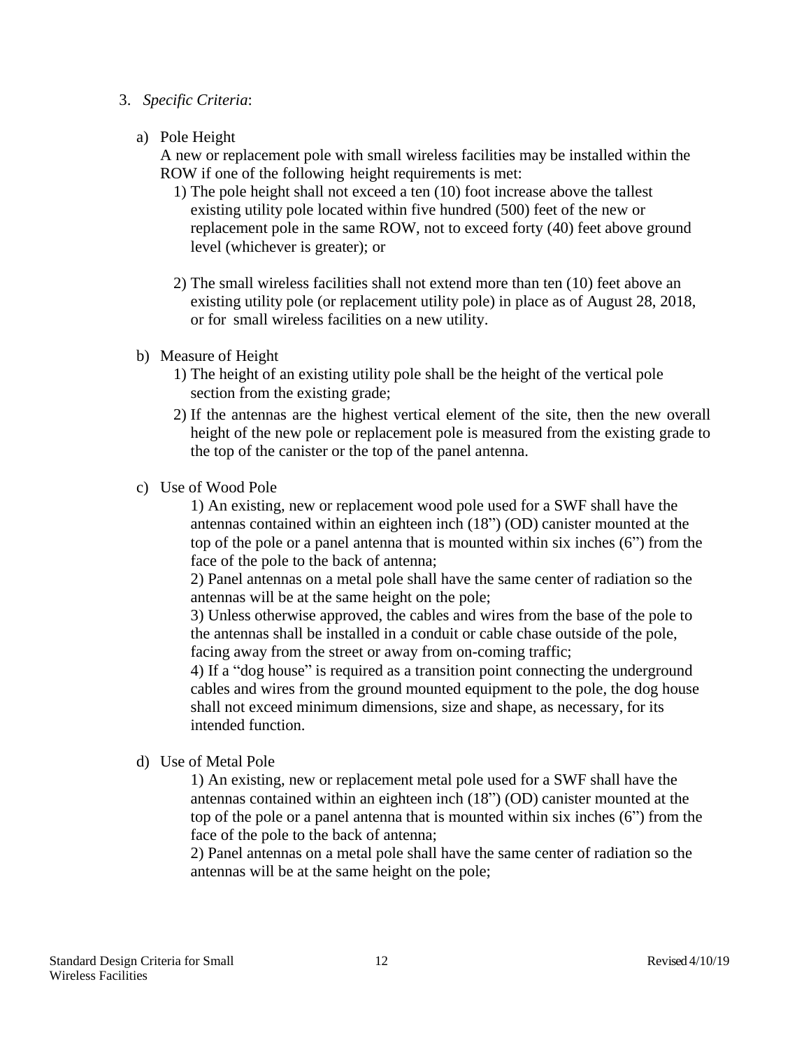3. *Specific Criteria*:

a) Pole Height

A new or replacement pole with small wireless facilities may be installed within the ROW if one of the following height requirements is met:

1) The pole height shall not exceed a ten (10) foot increase above the tallest existing utility pole located within five hundred (500) feet of the new or replacement pole in the same ROW, not to exceed forty (40) feet above ground level (whichever is greater); or

2) The small wireless facilities shall not extend more than ten (10) feet above an existing utility pole (or replacement utility pole) in place as of August 28, 2018, or for small wireless facilities on a new utility.

b) Measure of Height

1) The height of an existing utility pole shall be the height of the vertical pole section from the existing grade;

2) If the antennas are the highest vertical element of the site, then the new overall height of the new pole or replacement pole is measured from the existing grade to the top of the canister or the top of the panel antenna.

c) Use of Wood Pole

1) An existing, new or replacement wood pole used for a SWF shall have the antennas contained within an eighteen inch (18") (OD) canister mounted at the top of the pole or a panel antenna that is mounted within six inches (6") from the face of the pole to the back of antenna;

2) Panel antennas on a metal pole shall have the same center of radiation so the antennas will be at the same height on the pole;

3) Unless otherwise approved, the cables and wires from the base of the pole to the antennas shall be installed in a conduit or cable chase outside of the pole, facing away from the street or away from on-coming traffic;

4) If a "dog house" is required as a transition point connecting the underground cables and wires from the ground mounted equipment to the pole, the dog house shall not exceed minimum dimensions, size and shape, as necessary, for its intended function.

d) Use of Metal Pole

1) An existing, new or replacement metal pole used for a SWF shall have the antennas contained within an eighteen inch (18") (OD) canister mounted at the top of the pole or a panel antenna that is mounted within six inches (6") from the face of the pole to the back of antenna;

2) Panel antennas on a metal pole shall have the same center of radiation so the antennas will be at the same height on the pole;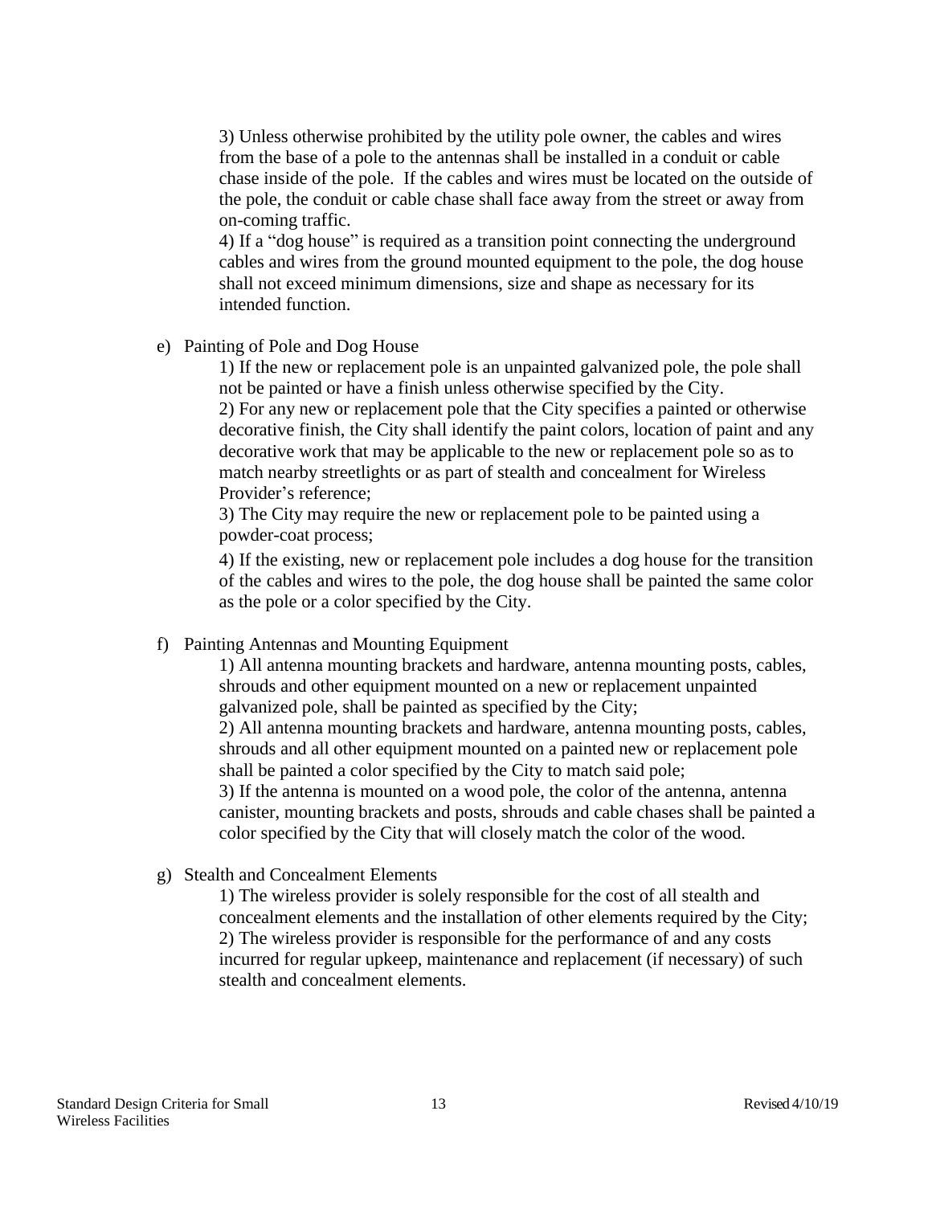3) Unless otherwise prohibited by the utility pole owner, the cables and wires from the base of a pole to the antennas shall be installed in a conduit or cable chase inside of the pole. If the cables and wires must be located on the outside of the pole, the conduit or cable chase shall face away from the street or away from on-coming traffic.

4) If a "dog house" is required as a transition point connecting the underground cables and wires from the ground mounted equipment to the pole, the dog house shall not exceed minimum dimensions, size and shape as necessary for its intended function.

e) Painting of Pole and Dog House

1) If the new or replacement pole is an unpainted galvanized pole, the pole shall not be painted or have a finish unless otherwise specified by the City.

2) For any new or replacement pole that the City specifies a painted or otherwise decorative finish, the City shall identify the paint colors, location of paint and any decorative work that may be applicable to the new or replacement pole so as to match nearby streetlights or as part of stealth and concealment for Wireless Provider's reference;

3) The City may require the new or replacement pole to be painted using a powder-coat process;

4) If the existing, new or replacement pole includes a dog house for the transition of the cables and wires to the pole, the dog house shall be painted the same color as the pole or a color specified by the City.

f) Painting Antennas and Mounting Equipment

1) All antenna mounting brackets and hardware, antenna mounting posts, cables, shrouds and other equipment mounted on a new or replacement unpainted galvanized pole, shall be painted as specified by the City;

2) All antenna mounting brackets and hardware, antenna mounting posts, cables, shrouds and all other equipment mounted on a painted new or replacement pole shall be painted a color specified by the City to match said pole;

3) If the antenna is mounted on a wood pole, the color of the antenna, antenna canister, mounting brackets and posts, shrouds and cable chases shall be painted a color specified by the City that will closely match the color of the wood.

g) Stealth and Concealment Elements

1) The wireless provider is solely responsible for the cost of all stealth and concealment elements and the installation of other elements required by the City;

2) The wireless provider is responsible for the performance of and any costs incurred for regular upkeep, maintenance and replacement (if necessary) of such stealth and concealment elements.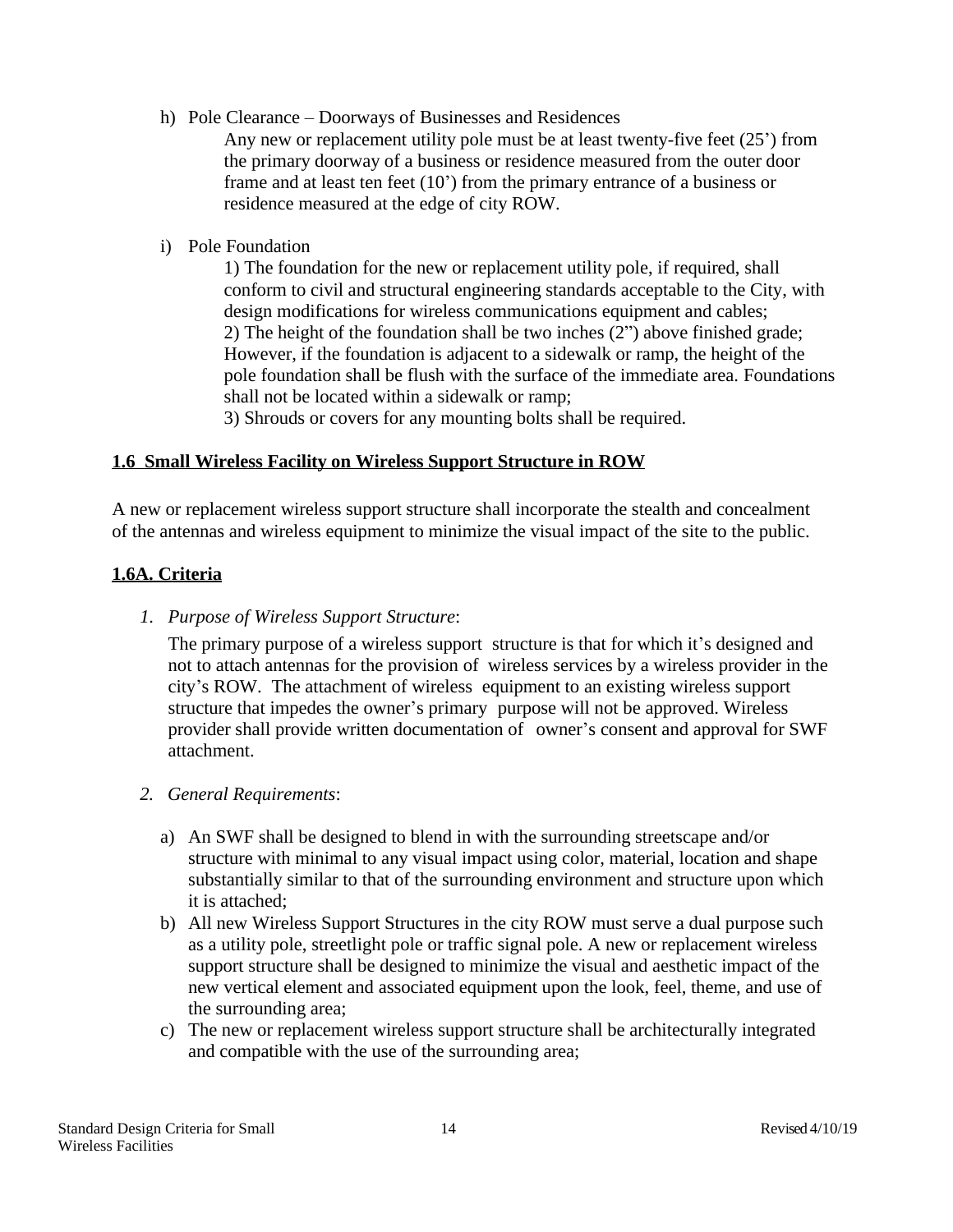h) Pole Clearance – Doorways of Businesses and Residences

Any new or replacement utility pole must be at least twenty-five feet (25') from the primary doorway of a business or residence measured from the outer door frame and at least ten feet (10') from the primary entrance of a business or residence measured at the edge of city ROW.

i) Pole Foundation

1) The foundation for the new or replacement utility pole, if required, shall conform to civil and structural engineering standards acceptable to the City, with design modifications for wireless communications equipment and cables;
2) The height of the foundation shall be two inches (2") above finished grade; However, if the foundation is adjacent to a sidewalk or ramp, the height of the pole foundation shall be flush with the surface of the immediate area. Foundations shall not be located within a sidewalk or ramp;
3) Shrouds or covers for any mounting bolts shall be required.

## 1.6 Small Wireless Facility on Wireless Support Structure in ROW

A new or replacement wireless support structure shall incorporate the stealth and concealment of the antennas and wireless equipment to minimize the visual impact of the site to the public.

### 1.6A. Criteria

1. *Purpose of Wireless Support Structure*:

   The primary purpose of a wireless support structure is that for which it's designed and not to attach antennas for the provision of wireless services by a wireless provider in the city's ROW. The attachment of wireless equipment to an existing wireless support structure that impedes the owner's primary purpose will not be approved. Wireless provider shall provide written documentation of owner's consent and approval for SWF attachment.

2. *General Requirements*:

   a) An SWF shall be designed to blend in with the surrounding streetscape and/or structure with minimal to any visual impact using color, material, location and shape substantially similar to that of the surrounding environment and structure upon which it is attached;
   b) All new Wireless Support Structures in the city ROW must serve a dual purpose such as a utility pole, streetlight pole or traffic signal pole. A new or replacement wireless support structure shall be designed to minimize the visual and aesthetic impact of the new vertical element and associated equipment upon the look, feel, theme, and use of the surrounding area;
   c) The new or replacement wireless support structure shall be architecturally integrated and compatible with the use of the surrounding area;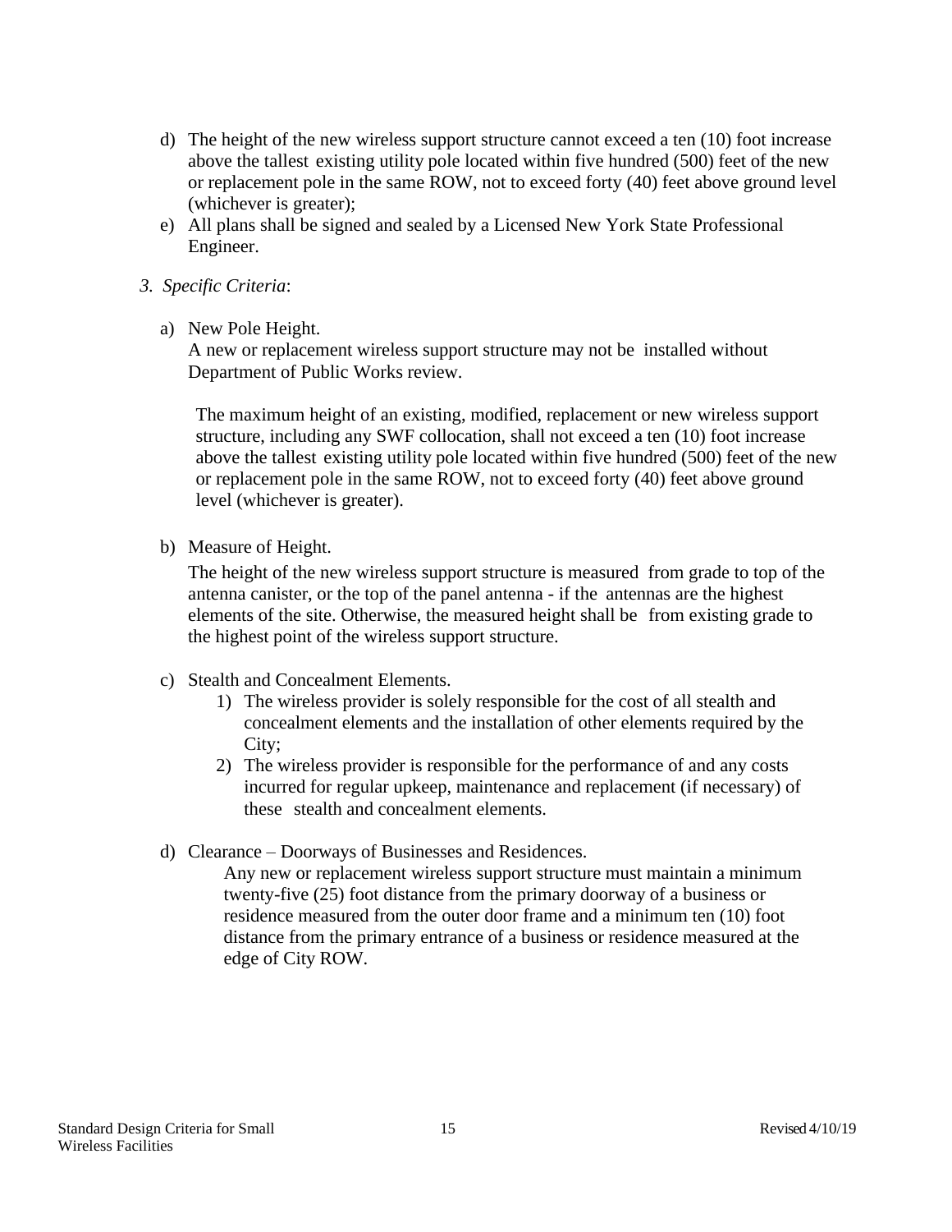d) The height of the new wireless support structure cannot exceed a ten (10) foot increase above the tallest existing utility pole located within five hundred (500) feet of the new or replacement pole in the same ROW, not to exceed forty (40) feet above ground level (whichever is greater);

e) All plans shall be signed and sealed by a Licensed New York State Professional Engineer.

*3. Specific Criteria*:

a) New Pole Height.
A new or replacement wireless support structure may not be installed without Department of Public Works review.

The maximum height of an existing, modified, replacement or new wireless support structure, including any SWF collocation, shall not exceed a ten (10) foot increase above the tallest existing utility pole located within five hundred (500) feet of the new or replacement pole in the same ROW, not to exceed forty (40) feet above ground level (whichever is greater).

b) Measure of Height.
The height of the new wireless support structure is measured from grade to top of the antenna canister, or the top of the panel antenna - if the antennas are the highest elements of the site. Otherwise, the measured height shall be from existing grade to the highest point of the wireless support structure.

c) Stealth and Concealment Elements.
   1) The wireless provider is solely responsible for the cost of all stealth and concealment elements and the installation of other elements required by the City;
   2) The wireless provider is responsible for the performance of and any costs incurred for regular upkeep, maintenance and replacement (if necessary) of these stealth and concealment elements.

d) Clearance – Doorways of Businesses and Residences.
Any new or replacement wireless support structure must maintain a minimum twenty-five (25) foot distance from the primary doorway of a business or residence measured from the outer door frame and a minimum ten (10) foot distance from the primary entrance of a business or residence measured at the edge of City ROW.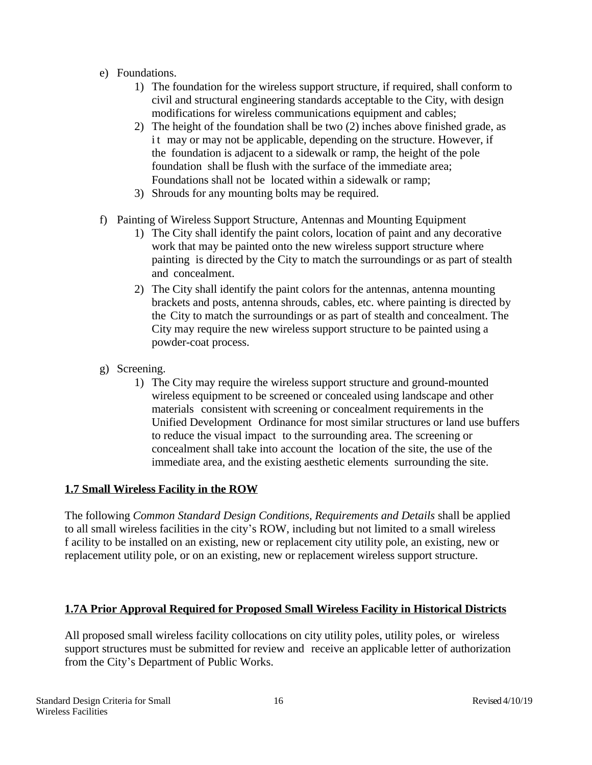e) Foundations.
    1) The foundation for the wireless support structure, if required, shall conform to civil and structural engineering standards acceptable to the City, with design modifications for wireless communications equipment and cables;
    2) The height of the foundation shall be two (2) inches above finished grade, as it may or may not be applicable, depending on the structure. However, if the foundation is adjacent to a sidewalk or ramp, the height of the pole foundation shall be flush with the surface of the immediate area; Foundations shall not be located within a sidewalk or ramp;
    3) Shrouds for any mounting bolts may be required.

f) Painting of Wireless Support Structure, Antennas and Mounting Equipment
    1) The City shall identify the paint colors, location of paint and any decorative work that may be painted onto the new wireless support structure where painting is directed by the City to match the surroundings or as part of stealth and concealment.
    2) The City shall identify the paint colors for the antennas, antenna mounting brackets and posts, antenna shrouds, cables, etc. where painting is directed by the City to match the surroundings or as part of stealth and concealment. The City may require the new wireless support structure to be painted using a powder-coat process.

g) Screening.
    1) The City may require the wireless support structure and ground-mounted wireless equipment to be screened or concealed using landscape and other materials consistent with screening or concealment requirements in the Unified Development Ordinance for most similar structures or land use buffers to reduce the visual impact to the surrounding area. The screening or concealment shall take into account the location of the site, the use of the immediate area, and the existing aesthetic elements surrounding the site.

## 1.7 Small Wireless Facility in the ROW

The following *Common Standard Design Conditions, Requirements and Details* shall be applied to all small wireless facilities in the city's ROW, including but not limited to a small wireless facility to be installed on an existing, new or replacement city utility pole, an existing, new or replacement utility pole, or on an existing, new or replacement wireless support structure.

## 1.7A Prior Approval Required for Proposed Small Wireless Facility in Historical Districts

All proposed small wireless facility collocations on city utility poles, utility poles, or wireless support structures must be submitted for review and receive an applicable letter of authorization from the City's Department of Public Works.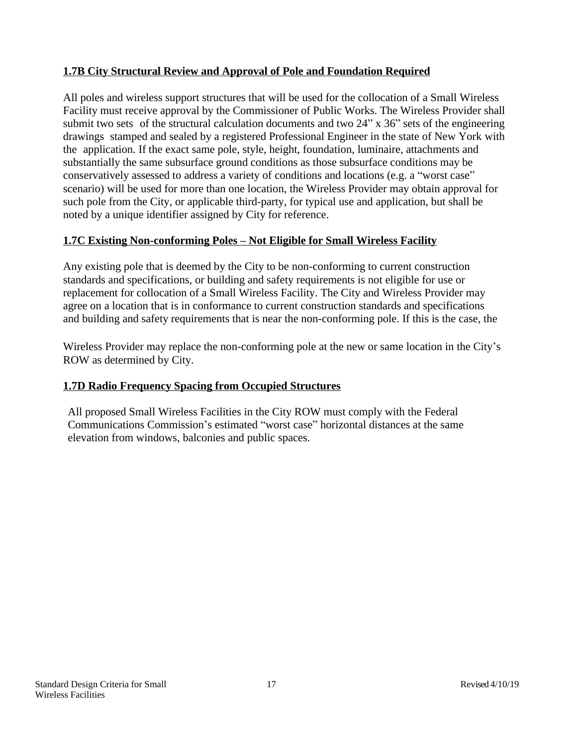### 1.7B City Structural Review and Approval of Pole and Foundation Required

All poles and wireless support structures that will be used for the collocation of a Small Wireless Facility must receive approval by the Commissioner of Public Works. The Wireless Provider shall submit two sets of the structural calculation documents and two 24" x 36" sets of the engineering drawings stamped and sealed by a registered Professional Engineer in the state of New York with the application. If the exact same pole, style, height, foundation, luminaire, attachments and substantially the same subsurface ground conditions as those subsurface conditions may be conservatively assessed to address a variety of conditions and locations (e.g. a "worst case" scenario) will be used for more than one location, the Wireless Provider may obtain approval for such pole from the City, or applicable third-party, for typical use and application, but shall be noted by a unique identifier assigned by City for reference.

### 1.7C Existing Non-conforming Poles – Not Eligible for Small Wireless Facility

Any existing pole that is deemed by the City to be non-conforming to current construction standards and specifications, or building and safety requirements is not eligible for use or replacement for collocation of a Small Wireless Facility. The City and Wireless Provider may agree on a location that is in conformance to current construction standards and specifications and building and safety requirements that is near the non-conforming pole. If this is the case, the Wireless Provider may replace the non-conforming pole at the new or same location in the City's ROW as determined by City.

### 1.7D Radio Frequency Spacing from Occupied Structures

All proposed Small Wireless Facilities in the City ROW must comply with the Federal Communications Commission's estimated "worst case" horizontal distances at the same elevation from windows, balconies and public spaces.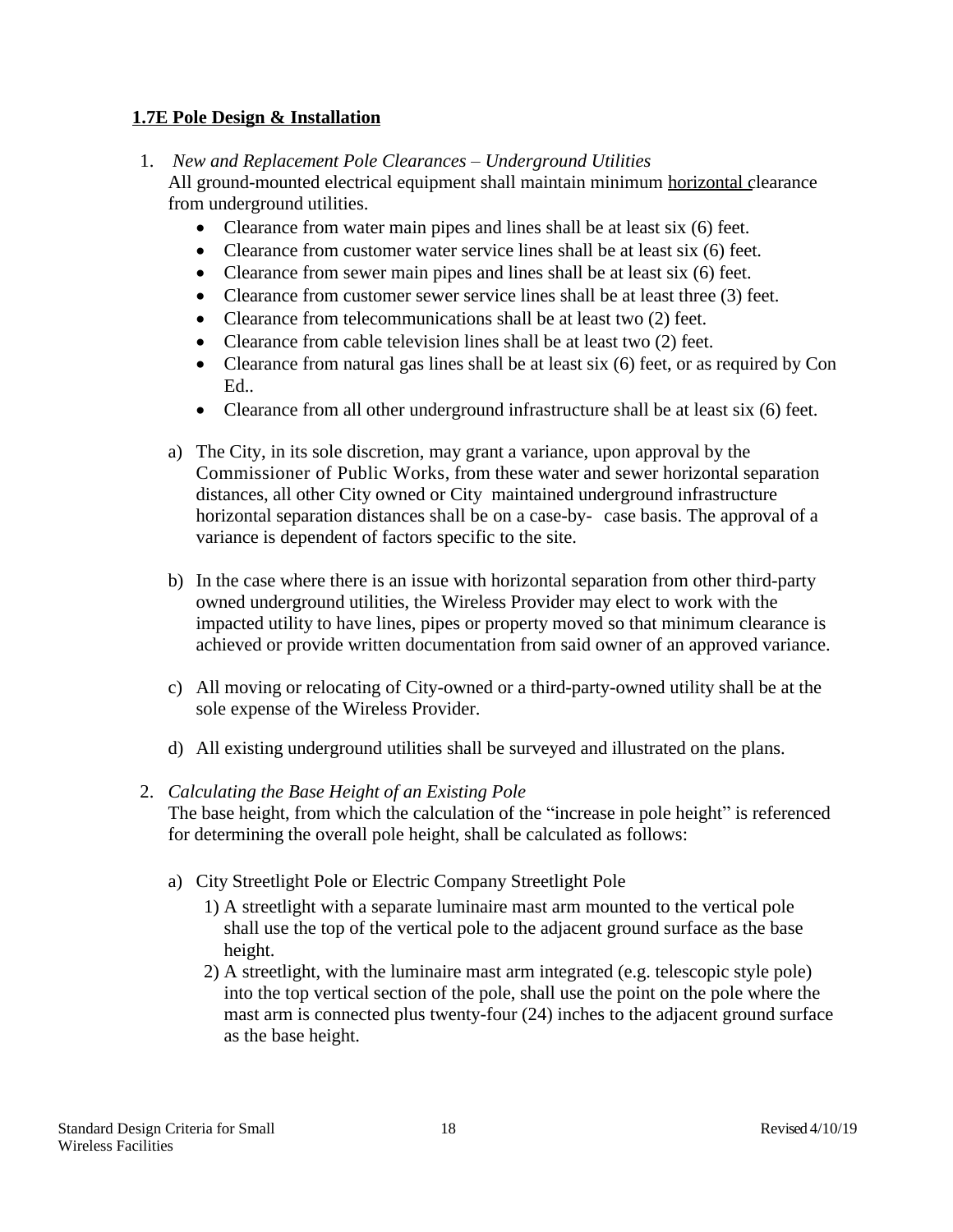## 1.7E Pole Design & Installation

1. *New and Replacement Pole Clearances – Underground Utilities*
   All ground-mounted electrical equipment shall maintain minimum horizontal clearance from underground utilities.
   - Clearance from water main pipes and lines shall be at least six (6) feet.
   - Clearance from customer water service lines shall be at least six (6) feet.
   - Clearance from sewer main pipes and lines shall be at least six (6) feet.
   - Clearance from customer sewer service lines shall be at least three (3) feet.
   - Clearance from telecommunications shall be at least two (2) feet.
   - Clearance from cable television lines shall be at least two (2) feet.
   - Clearance from natural gas lines shall be at least six (6) feet, or as required by Con Ed..
   - Clearance from all other underground infrastructure shall be at least six (6) feet.

   a) The City, in its sole discretion, may grant a variance, upon approval by the Commissioner of Public Works, from these water and sewer horizontal separation distances, all other City owned or City maintained underground infrastructure horizontal separation distances shall be on a case-by- case basis. The approval of a variance is dependent of factors specific to the site.

   b) In the case where there is an issue with horizontal separation from other third-party owned underground utilities, the Wireless Provider may elect to work with the impacted utility to have lines, pipes or property moved so that minimum clearance is achieved or provide written documentation from said owner of an approved variance.

   c) All moving or relocating of City-owned or a third-party-owned utility shall be at the sole expense of the Wireless Provider.

   d) All existing underground utilities shall be surveyed and illustrated on the plans.

2. *Calculating the Base Height of an Existing Pole*
   The base height, from which the calculation of the "increase in pole height" is referenced for determining the overall pole height, shall be calculated as follows:

   a) City Streetlight Pole or Electric Company Streetlight Pole
      1) A streetlight with a separate luminaire mast arm mounted to the vertical pole shall use the top of the vertical pole to the adjacent ground surface as the base height.
      2) A streetlight, with the luminaire mast arm integrated (e.g. telescopic style pole) into the top vertical section of the pole, shall use the point on the pole where the mast arm is connected plus twenty-four (24) inches to the adjacent ground surface as the base height.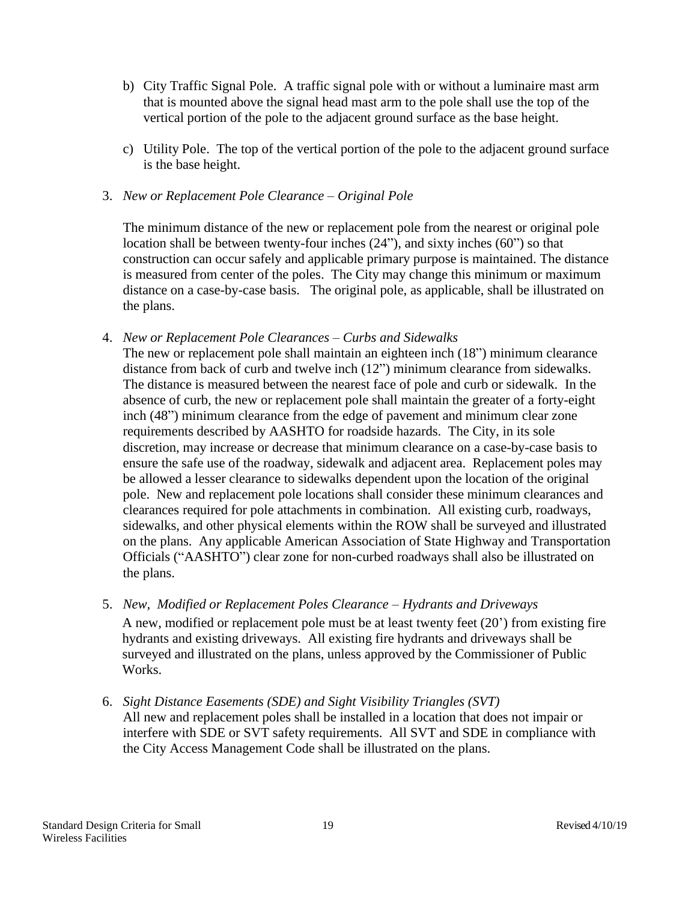b) City Traffic Signal Pole. A traffic signal pole with or without a luminaire mast arm that is mounted above the signal head mast arm to the pole shall use the top of the vertical portion of the pole to the adjacent ground surface as the base height.

c) Utility Pole. The top of the vertical portion of the pole to the adjacent ground surface is the base height.

3. *New or Replacement Pole Clearance – Original Pole*

   The minimum distance of the new or replacement pole from the nearest or original pole location shall be between twenty-four inches (24"), and sixty inches (60") so that construction can occur safely and applicable primary purpose is maintained. The distance is measured from center of the poles. The City may change this minimum or maximum distance on a case-by-case basis. The original pole, as applicable, shall be illustrated on the plans.

4. *New or Replacement Pole Clearances – Curbs and Sidewalks*

   The new or replacement pole shall maintain an eighteen inch (18") minimum clearance distance from back of curb and twelve inch (12") minimum clearance from sidewalks. The distance is measured between the nearest face of pole and curb or sidewalk. In the absence of curb, the new or replacement pole shall maintain the greater of a forty-eight inch (48") minimum clearance from the edge of pavement and minimum clear zone requirements described by AASHTO for roadside hazards. The City, in its sole discretion, may increase or decrease that minimum clearance on a case-by-case basis to ensure the safe use of the roadway, sidewalk and adjacent area. Replacement poles may be allowed a lesser clearance to sidewalks dependent upon the location of the original pole. New and replacement pole locations shall consider these minimum clearances and clearances required for pole attachments in combination. All existing curb, roadways, sidewalks, and other physical elements within the ROW shall be surveyed and illustrated on the plans. Any applicable American Association of State Highway and Transportation Officials ("AASHTO") clear zone for non-curbed roadways shall also be illustrated on the plans.

5. *New, Modified or Replacement Poles Clearance – Hydrants and Driveways*

   A new, modified or replacement pole must be at least twenty feet (20') from existing fire hydrants and existing driveways. All existing fire hydrants and driveways shall be surveyed and illustrated on the plans, unless approved by the Commissioner of Public Works.

6. *Sight Distance Easements (SDE) and Sight Visibility Triangles (SVT)*

   All new and replacement poles shall be installed in a location that does not impair or interfere with SDE or SVT safety requirements. All SVT and SDE in compliance with the City Access Management Code shall be illustrated on the plans.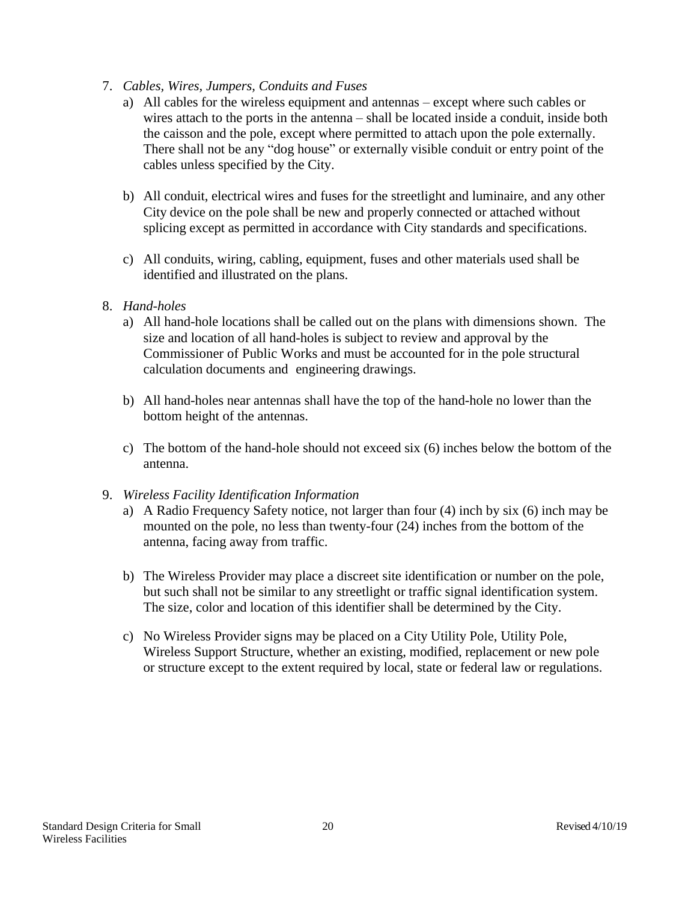7. *Cables, Wires, Jumpers, Conduits and Fuses*
   a) All cables for the wireless equipment and antennas – except where such cables or wires attach to the ports in the antenna – shall be located inside a conduit, inside both the caisson and the pole, except where permitted to attach upon the pole externally. There shall not be any "dog house" or externally visible conduit or entry point of the cables unless specified by the City.

   b) All conduit, electrical wires and fuses for the streetlight and luminaire, and any other City device on the pole shall be new and properly connected or attached without splicing except as permitted in accordance with City standards and specifications.

   c) All conduits, wiring, cabling, equipment, fuses and other materials used shall be identified and illustrated on the plans.

8. *Hand-holes*
   a) All hand-hole locations shall be called out on the plans with dimensions shown. The size and location of all hand-holes is subject to review and approval by the Commissioner of Public Works and must be accounted for in the pole structural calculation documents and engineering drawings.

   b) All hand-holes near antennas shall have the top of the hand-hole no lower than the bottom height of the antennas.

   c) The bottom of the hand-hole should not exceed six (6) inches below the bottom of the antenna.

9. *Wireless Facility Identification Information*
   a) A Radio Frequency Safety notice, not larger than four (4) inch by six (6) inch may be mounted on the pole, no less than twenty-four (24) inches from the bottom of the antenna, facing away from traffic.

   b) The Wireless Provider may place a discreet site identification or number on the pole, but such shall not be similar to any streetlight or traffic signal identification system. The size, color and location of this identifier shall be determined by the City.

   c) No Wireless Provider signs may be placed on a City Utility Pole, Utility Pole, Wireless Support Structure, whether an existing, modified, replacement or new pole or structure except to the extent required by local, state or federal law or regulations.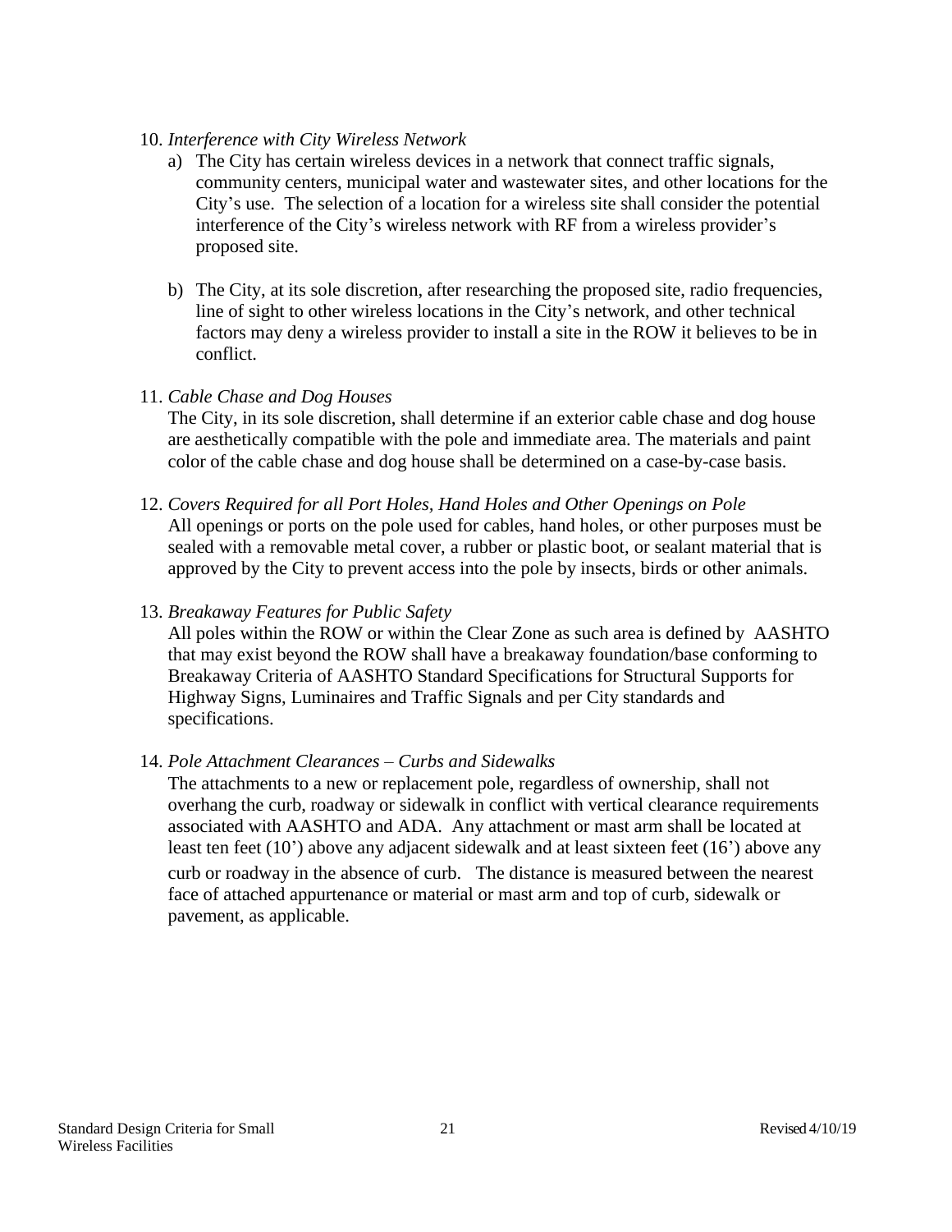10. *Interference with City Wireless Network*
    a) The City has certain wireless devices in a network that connect traffic signals, community centers, municipal water and wastewater sites, and other locations for the City's use. The selection of a location for a wireless site shall consider the potential interference of the City's wireless network with RF from a wireless provider's proposed site.

    b) The City, at its sole discretion, after researching the proposed site, radio frequencies, line of sight to other wireless locations in the City's network, and other technical factors may deny a wireless provider to install a site in the ROW it believes to be in conflict.

11. *Cable Chase and Dog Houses*
    The City, in its sole discretion, shall determine if an exterior cable chase and dog house are aesthetically compatible with the pole and immediate area. The materials and paint color of the cable chase and dog house shall be determined on a case-by-case basis.

12. *Covers Required for all Port Holes, Hand Holes and Other Openings on Pole*
    All openings or ports on the pole used for cables, hand holes, or other purposes must be sealed with a removable metal cover, a rubber or plastic boot, or sealant material that is approved by the City to prevent access into the pole by insects, birds or other animals.

13. *Breakaway Features for Public Safety*
    All poles within the ROW or within the Clear Zone as such area is defined by AASHTO that may exist beyond the ROW shall have a breakaway foundation/base conforming to Breakaway Criteria of AASHTO Standard Specifications for Structural Supports for Highway Signs, Luminaires and Traffic Signals and per City standards and specifications.

14. *Pole Attachment Clearances – Curbs and Sidewalks*
    The attachments to a new or replacement pole, regardless of ownership, shall not overhang the curb, roadway or sidewalk in conflict with vertical clearance requirements associated with AASHTO and ADA. Any attachment or mast arm shall be located at least ten feet (10') above any adjacent sidewalk and at least sixteen feet (16') above any curb or roadway in the absence of curb. The distance is measured between the nearest face of attached appurtenance or material or mast arm and top of curb, sidewalk or pavement, as applicable.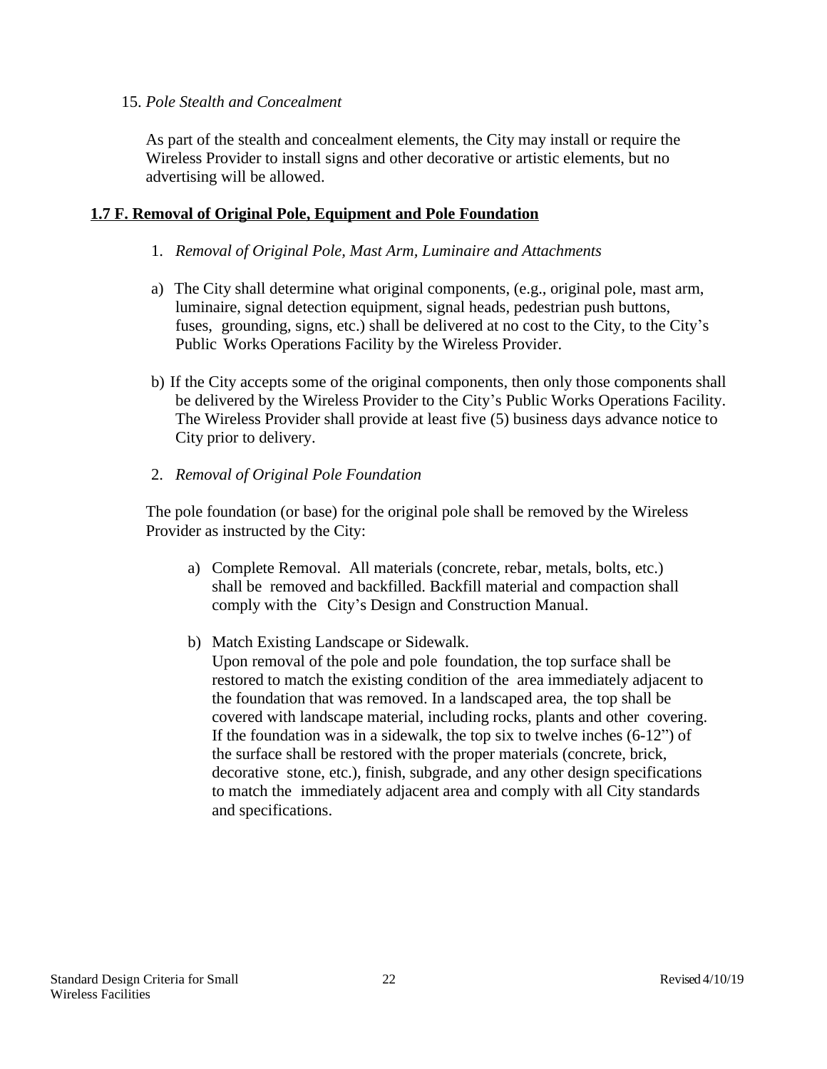15. *Pole Stealth and Concealment*

As part of the stealth and concealment elements, the City may install or require the Wireless Provider to install signs and other decorative or artistic elements, but no advertising will be allowed.

## **1.7 F. Removal of Original Pole, Equipment and Pole Foundation**

1. *Removal of Original Pole, Mast Arm, Luminaire and Attachments*

a) The City shall determine what original components, (e.g., original pole, mast arm, luminaire, signal detection equipment, signal heads, pedestrian push buttons, fuses, grounding, signs, etc.) shall be delivered at no cost to the City, to the City's Public Works Operations Facility by the Wireless Provider.

b) If the City accepts some of the original components, then only those components shall be delivered by the Wireless Provider to the City's Public Works Operations Facility. The Wireless Provider shall provide at least five (5) business days advance notice to City prior to delivery.

2. *Removal of Original Pole Foundation*

The pole foundation (or base) for the original pole shall be removed by the Wireless Provider as instructed by the City:

a) Complete Removal. All materials (concrete, rebar, metals, bolts, etc.) shall be removed and backfilled. Backfill material and compaction shall comply with the City's Design and Construction Manual.

b) Match Existing Landscape or Sidewalk.
Upon removal of the pole and pole foundation, the top surface shall be restored to match the existing condition of the area immediately adjacent to the foundation that was removed. In a landscaped area, the top shall be covered with landscape material, including rocks, plants and other covering. If the foundation was in a sidewalk, the top six to twelve inches (6-12") of the surface shall be restored with the proper materials (concrete, brick, decorative stone, etc.), finish, subgrade, and any other design specifications to match the immediately adjacent area and comply with all City standards and specifications.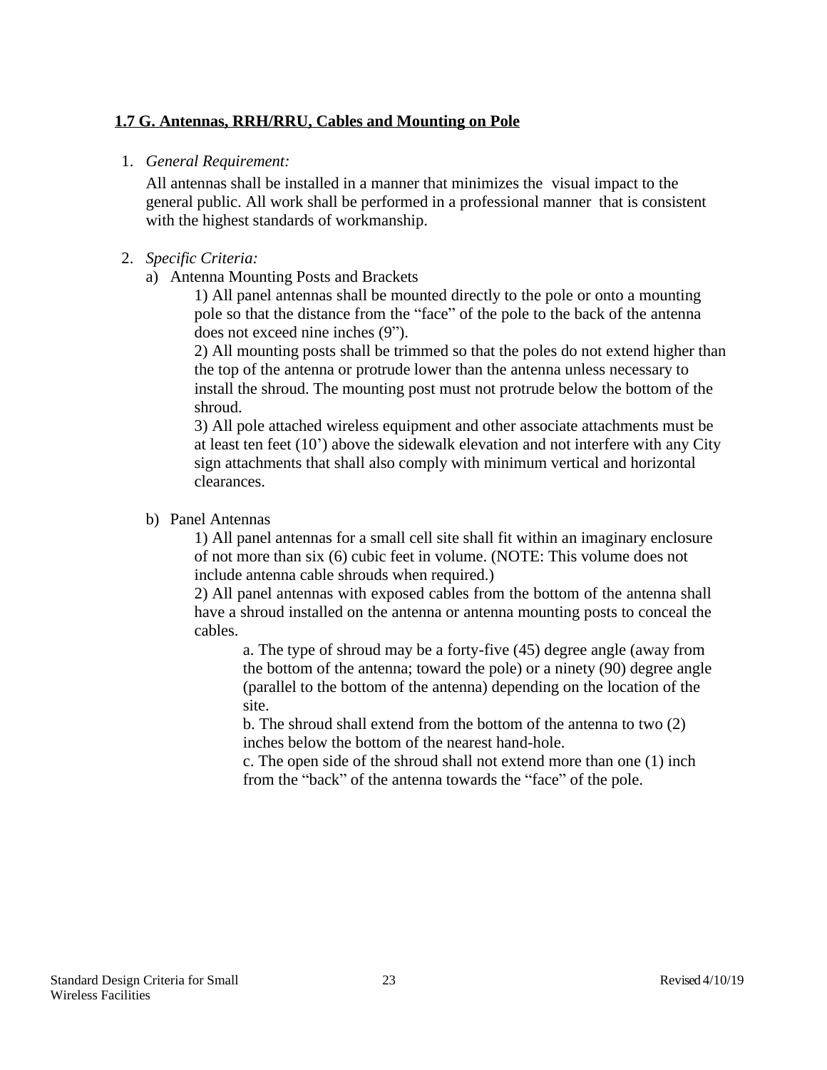**1.7 G. Antennas, RRH/RRU, Cables and Mounting on Pole**

1. *General Requirement:*

   All antennas shall be installed in a manner that minimizes the visual impact to the general public. All work shall be performed in a professional manner that is consistent with the highest standards of workmanship.

2. *Specific Criteria:*

   a) Antenna Mounting Posts and Brackets

      1) All panel antennas shall be mounted directly to the pole or onto a mounting pole so that the distance from the "face" of the pole to the back of the antenna does not exceed nine inches (9").

      2) All mounting posts shall be trimmed so that the poles do not extend higher than the top of the antenna or protrude lower than the antenna unless necessary to install the shroud. The mounting post must not protrude below the bottom of the shroud.

      3) All pole attached wireless equipment and other associate attachments must be at least ten feet (10') above the sidewalk elevation and not interfere with any City sign attachments that shall also comply with minimum vertical and horizontal clearances.

   b) Panel Antennas

      1) All panel antennas for a small cell site shall fit within an imaginary enclosure of not more than six (6) cubic feet in volume. (NOTE: This volume does not include antenna cable shrouds when required.)

      2) All panel antennas with exposed cables from the bottom of the antenna shall have a shroud installed on the antenna or antenna mounting posts to conceal the cables.

         a. The type of shroud may be a forty-five (45) degree angle (away from the bottom of the antenna; toward the pole) or a ninety (90) degree angle (parallel to the bottom of the antenna) depending on the location of the site.

         b. The shroud shall extend from the bottom of the antenna to two (2) inches below the bottom of the nearest hand-hole.

         c. The open side of the shroud shall not extend more than one (1) inch from the "back" of the antenna towards the "face" of the pole.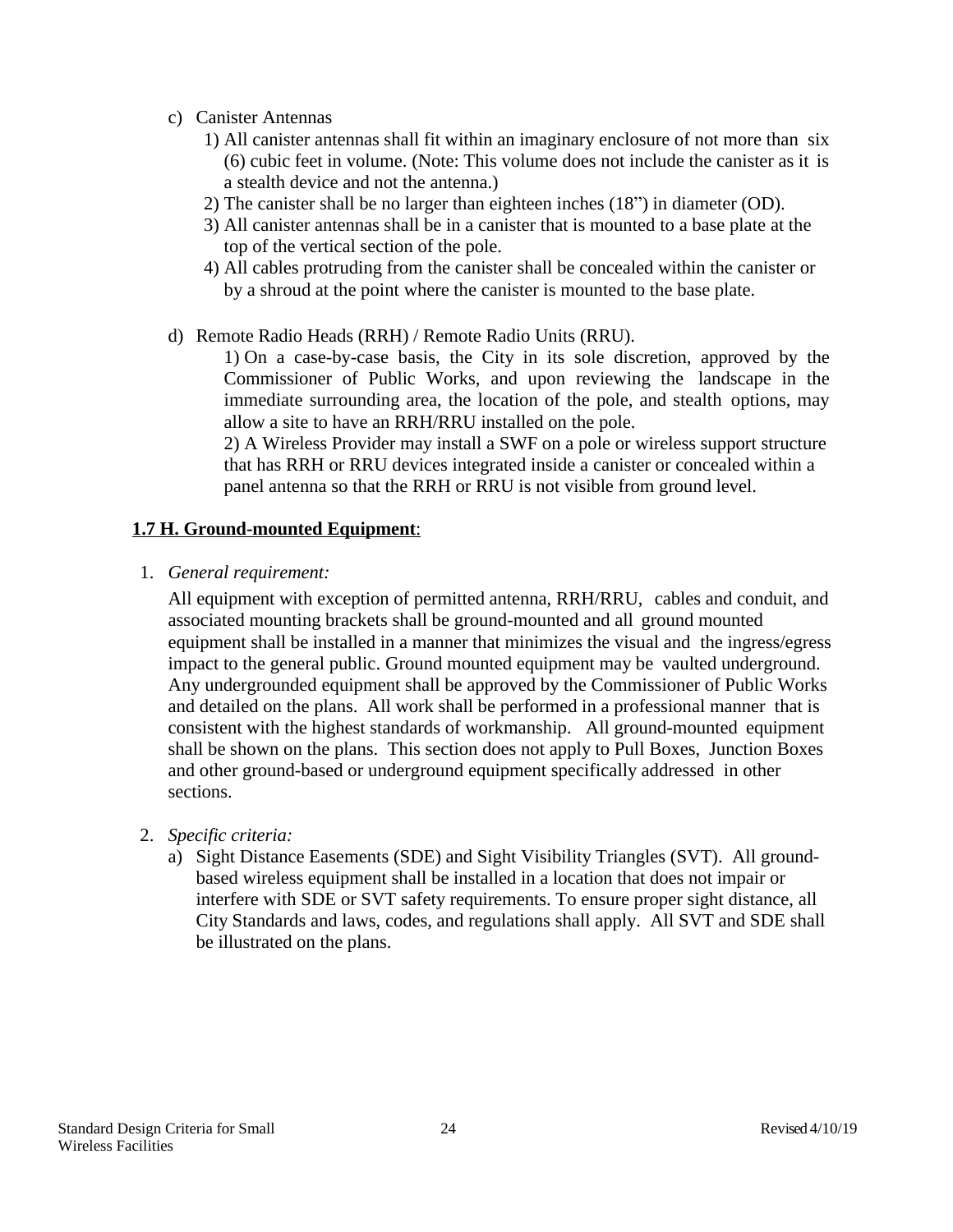c) Canister Antennas

1) All canister antennas shall fit within an imaginary enclosure of not more than six (6) cubic feet in volume. (Note: This volume does not include the canister as it is a stealth device and not the antenna.)
2) The canister shall be no larger than eighteen inches (18") in diameter (OD).
3) All canister antennas shall be in a canister that is mounted to a base plate at the top of the vertical section of the pole.
4) All cables protruding from the canister shall be concealed within the canister or by a shroud at the point where the canister is mounted to the base plate.

d) Remote Radio Heads (RRH) / Remote Radio Units (RRU).

1) On a case-by-case basis, the City in its sole discretion, approved by the Commissioner of Public Works, and upon reviewing the landscape in the immediate surrounding area, the location of the pole, and stealth options, may allow a site to have an RRH/RRU installed on the pole.
2) A Wireless Provider may install a SWF on a pole or wireless support structure that has RRH or RRU devices integrated inside a canister or concealed within a panel antenna so that the RRH or RRU is not visible from ground level.

**<u>1.7 H. Ground-mounted Equipment</u>**:

1. *General requirement:*

   All equipment with exception of permitted antenna, RRH/RRU, cables and conduit, and associated mounting brackets shall be ground-mounted and all ground mounted equipment shall be installed in a manner that minimizes the visual and the ingress/egress impact to the general public. Ground mounted equipment may be vaulted underground. Any undergrounded equipment shall be approved by the Commissioner of Public Works and detailed on the plans. All work shall be performed in a professional manner that is consistent with the highest standards of workmanship. All ground-mounted equipment shall be shown on the plans. This section does not apply to Pull Boxes, Junction Boxes and other ground-based or underground equipment specifically addressed in other sections.

2. *Specific criteria:*

   a) Sight Distance Easements (SDE) and Sight Visibility Triangles (SVT). All ground-based wireless equipment shall be installed in a location that does not impair or interfere with SDE or SVT safety requirements. To ensure proper sight distance, all City Standards and laws, codes, and regulations shall apply. All SVT and SDE shall be illustrated on the plans.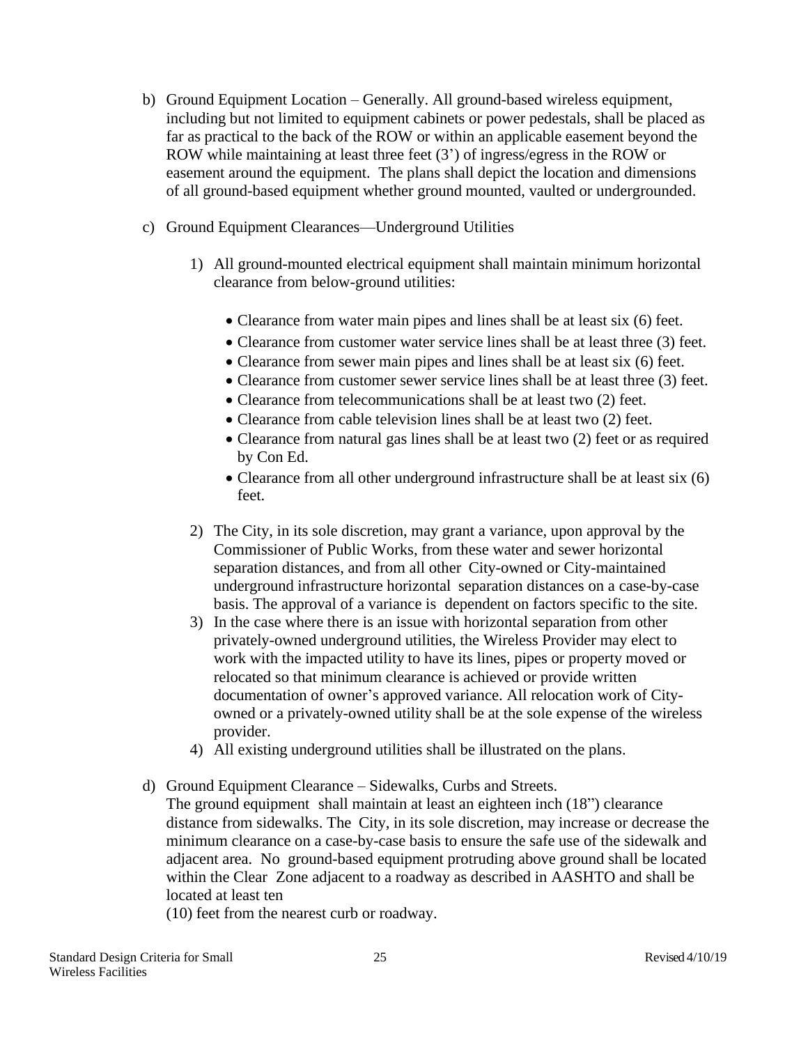b) Ground Equipment Location – Generally. All ground-based wireless equipment, including but not limited to equipment cabinets or power pedestals, shall be placed as far as practical to the back of the ROW or within an applicable easement beyond the ROW while maintaining at least three feet (3') of ingress/egress in the ROW or easement around the equipment. The plans shall depict the location and dimensions of all ground-based equipment whether ground mounted, vaulted or undergrounded.

c) Ground Equipment Clearances—Underground Utilities

   1) All ground-mounted electrical equipment shall maintain minimum horizontal clearance from below-ground utilities:

      - Clearance from water main pipes and lines shall be at least six (6) feet.
      - Clearance from customer water service lines shall be at least three (3) feet.
      - Clearance from sewer main pipes and lines shall be at least six (6) feet.
      - Clearance from customer sewer service lines shall be at least three (3) feet.
      - Clearance from telecommunications shall be at least two (2) feet.
      - Clearance from cable television lines shall be at least two (2) feet.
      - Clearance from natural gas lines shall be at least two (2) feet or as required by Con Ed.
      - Clearance from all other underground infrastructure shall be at least six (6) feet.

   2) The City, in its sole discretion, may grant a variance, upon approval by the Commissioner of Public Works, from these water and sewer horizontal separation distances, and from all other City-owned or City-maintained underground infrastructure horizontal separation distances on a case-by-case basis. The approval of a variance is dependent on factors specific to the site.
   3) In the case where there is an issue with horizontal separation from other privately-owned underground utilities, the Wireless Provider may elect to work with the impacted utility to have its lines, pipes or property moved or relocated so that minimum clearance is achieved or provide written documentation of owner's approved variance. All relocation work of City-owned or a privately-owned utility shall be at the sole expense of the wireless provider.
   4) All existing underground utilities shall be illustrated on the plans.

d) Ground Equipment Clearance – Sidewalks, Curbs and Streets.
   The ground equipment shall maintain at least an eighteen inch (18") clearance distance from sidewalks. The City, in its sole discretion, may increase or decrease the minimum clearance on a case-by-case basis to ensure the safe use of the sidewalk and adjacent area. No ground-based equipment protruding above ground shall be located within the Clear Zone adjacent to a roadway as described in AASHTO and shall be located at least ten (10) feet from the nearest curb or roadway.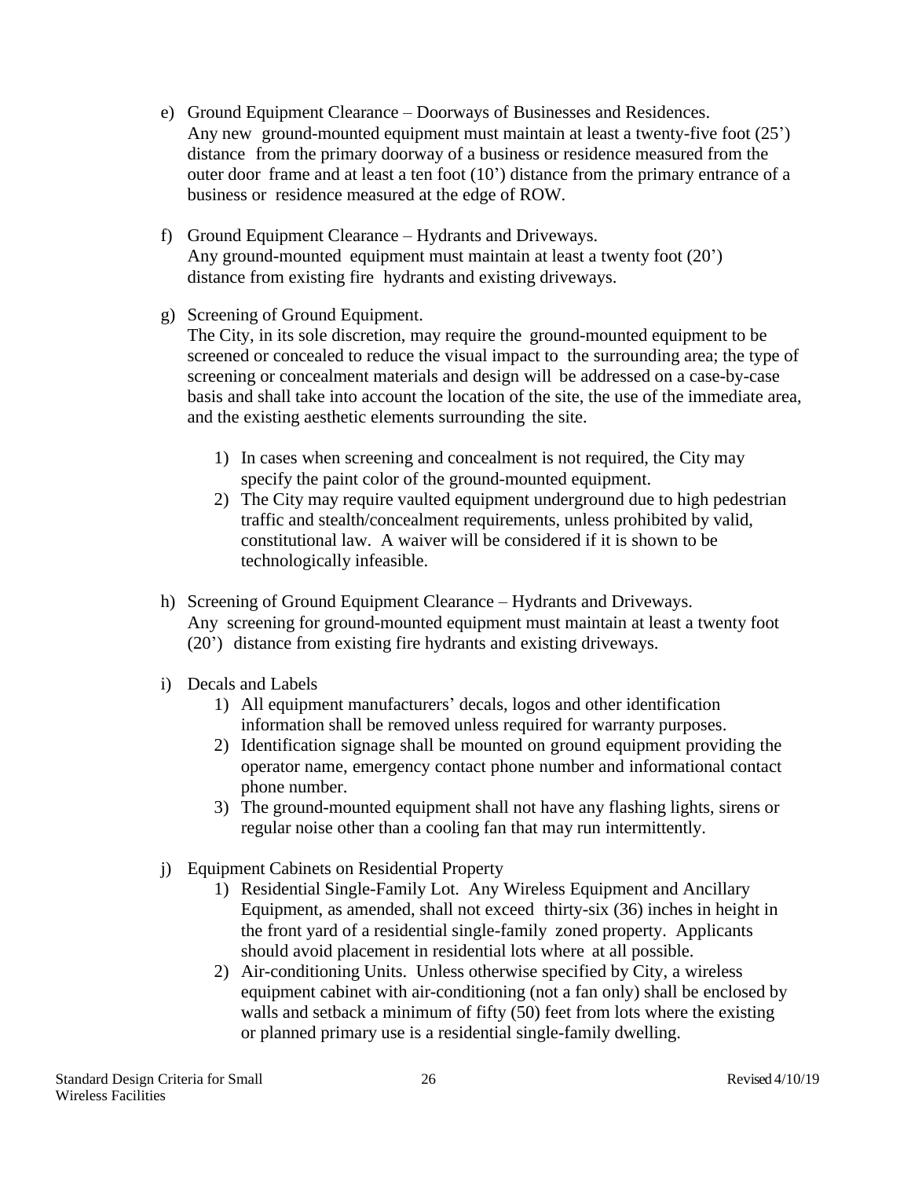e) Ground Equipment Clearance – Doorways of Businesses and Residences.
   Any new ground-mounted equipment must maintain at least a twenty-five foot (25') distance from the primary doorway of a business or residence measured from the outer door frame and at least a ten foot (10') distance from the primary entrance of a business or residence measured at the edge of ROW.

f) Ground Equipment Clearance – Hydrants and Driveways.
   Any ground-mounted equipment must maintain at least a twenty foot (20') distance from existing fire hydrants and existing driveways.

g) Screening of Ground Equipment.
   The City, in its sole discretion, may require the ground-mounted equipment to be screened or concealed to reduce the visual impact to the surrounding area; the type of screening or concealment materials and design will be addressed on a case-by-case basis and shall take into account the location of the site, the use of the immediate area, and the existing aesthetic elements surrounding the site.

   1) In cases when screening and concealment is not required, the City may specify the paint color of the ground-mounted equipment.
   2) The City may require vaulted equipment underground due to high pedestrian traffic and stealth/concealment requirements, unless prohibited by valid, constitutional law. A waiver will be considered if it is shown to be technologically infeasible.

h) Screening of Ground Equipment Clearance – Hydrants and Driveways.
   Any screening for ground-mounted equipment must maintain at least a twenty foot (20') distance from existing fire hydrants and existing driveways.

i) Decals and Labels
   1) All equipment manufacturers' decals, logos and other identification information shall be removed unless required for warranty purposes.
   2) Identification signage shall be mounted on ground equipment providing the operator name, emergency contact phone number and informational contact phone number.
   3) The ground-mounted equipment shall not have any flashing lights, sirens or regular noise other than a cooling fan that may run intermittently.

j) Equipment Cabinets on Residential Property
   1) Residential Single-Family Lot. Any Wireless Equipment and Ancillary Equipment, as amended, shall not exceed thirty-six (36) inches in height in the front yard of a residential single-family zoned property. Applicants should avoid placement in residential lots where at all possible.
   2) Air-conditioning Units. Unless otherwise specified by City, a wireless equipment cabinet with air-conditioning (not a fan only) shall be enclosed by walls and setback a minimum of fifty (50) feet from lots where the existing or planned primary use is a residential single-family dwelling.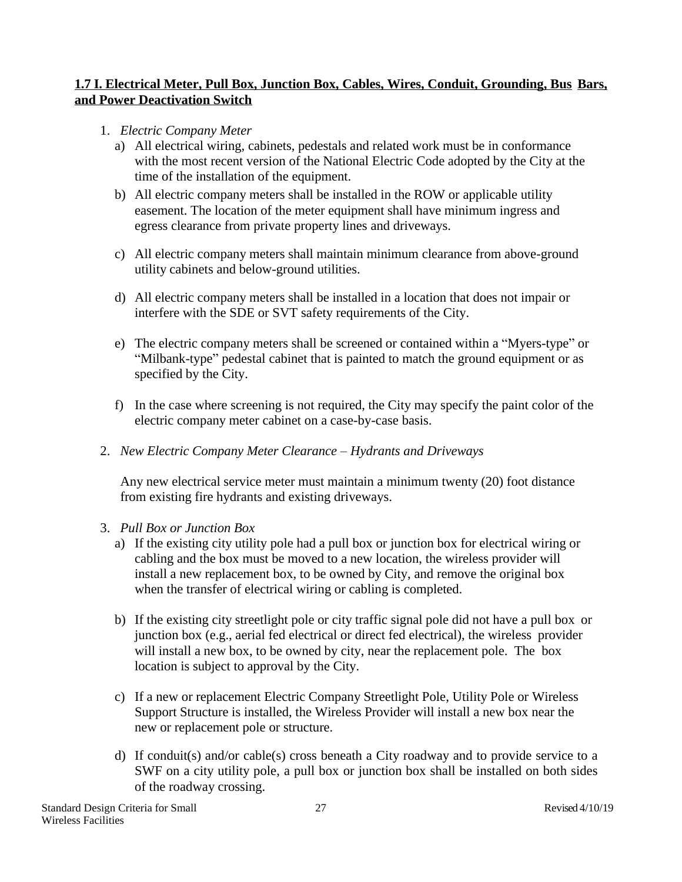## **1.7 I. Electrical Meter, Pull Box, Junction Box, Cables, Wires, Conduit, Grounding, Bus Bars, and Power Deactivation Switch**

1. *Electric Company Meter*
   a) All electrical wiring, cabinets, pedestals and related work must be in conformance with the most recent version of the National Electric Code adopted by the City at the time of the installation of the equipment.
   b) All electric company meters shall be installed in the ROW or applicable utility easement. The location of the meter equipment shall have minimum ingress and egress clearance from private property lines and driveways.
   c) All electric company meters shall maintain minimum clearance from above-ground utility cabinets and below-ground utilities.
   d) All electric company meters shall be installed in a location that does not impair or interfere with the SDE or SVT safety requirements of the City.
   e) The electric company meters shall be screened or contained within a "Myers-type" or "Milbank-type" pedestal cabinet that is painted to match the ground equipment or as specified by the City.
   f) In the case where screening is not required, the City may specify the paint color of the electric company meter cabinet on a case-by-case basis.

2. *New Electric Company Meter Clearance – Hydrants and Driveways*

   Any new electrical service meter must maintain a minimum twenty (20) foot distance from existing fire hydrants and existing driveways.

3. *Pull Box or Junction Box*
   a) If the existing city utility pole had a pull box or junction box for electrical wiring or cabling and the box must be moved to a new location, the wireless provider will install a new replacement box, to be owned by City, and remove the original box when the transfer of electrical wiring or cabling is completed.
   b) If the existing city streetlight pole or city traffic signal pole did not have a pull box or junction box (e.g., aerial fed electrical or direct fed electrical), the wireless provider will install a new box, to be owned by city, near the replacement pole. The box location is subject to approval by the City.
   c) If a new or replacement Electric Company Streetlight Pole, Utility Pole or Wireless Support Structure is installed, the Wireless Provider will install a new box near the new or replacement pole or structure.
   d) If conduit(s) and/or cable(s) cross beneath a City roadway and to provide service to a SWF on a city utility pole, a pull box or junction box shall be installed on both sides of the roadway crossing.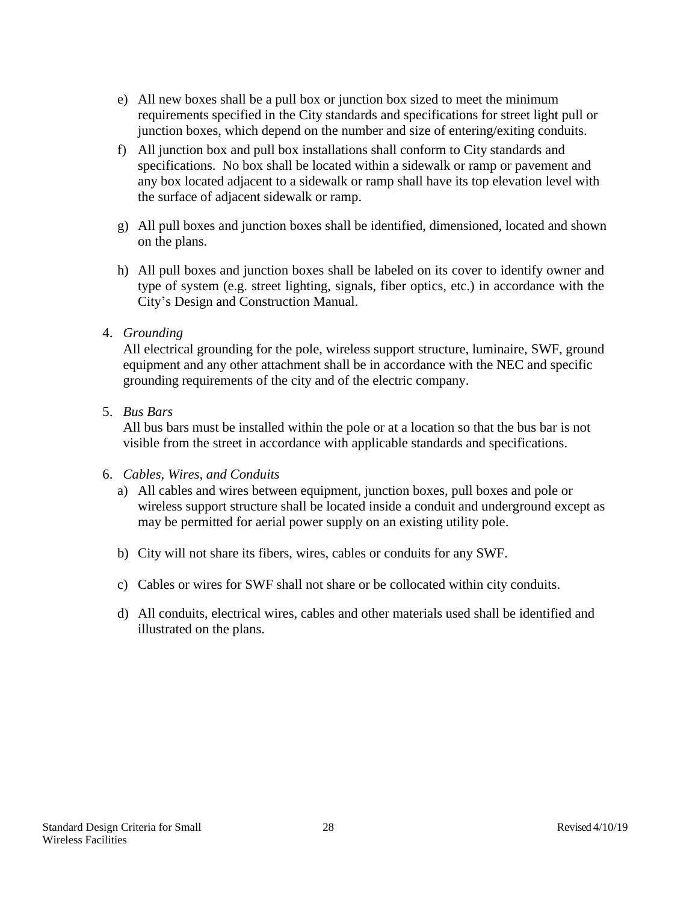e) All new boxes shall be a pull box or junction box sized to meet the minimum requirements specified in the City standards and specifications for street light pull or junction boxes, which depend on the number and size of entering/exiting conduits.

f) All junction box and pull box installations shall conform to City standards and specifications. No box shall be located within a sidewalk or ramp or pavement and any box located adjacent to a sidewalk or ramp shall have its top elevation level with the surface of adjacent sidewalk or ramp.

g) All pull boxes and junction boxes shall be identified, dimensioned, located and shown on the plans.

h) All pull boxes and junction boxes shall be labeled on its cover to identify owner and type of system (e.g. street lighting, signals, fiber optics, etc.) in accordance with the City's Design and Construction Manual.

4. *Grounding*

   All electrical grounding for the pole, wireless support structure, luminaire, SWF, ground equipment and any other attachment shall be in accordance with the NEC and specific grounding requirements of the city and of the electric company.

5. *Bus Bars*

   All bus bars must be installed within the pole or at a location so that the bus bar is not visible from the street in accordance with applicable standards and specifications.

6. *Cables, Wires, and Conduits*

   a) All cables and wires between equipment, junction boxes, pull boxes and pole or wireless support structure shall be located inside a conduit and underground except as may be permitted for aerial power supply on an existing utility pole.

   b) City will not share its fibers, wires, cables or conduits for any SWF.

   c) Cables or wires for SWF shall not share or be collocated within city conduits.

   d) All conduits, electrical wires, cables and other materials used shall be identified and illustrated on the plans.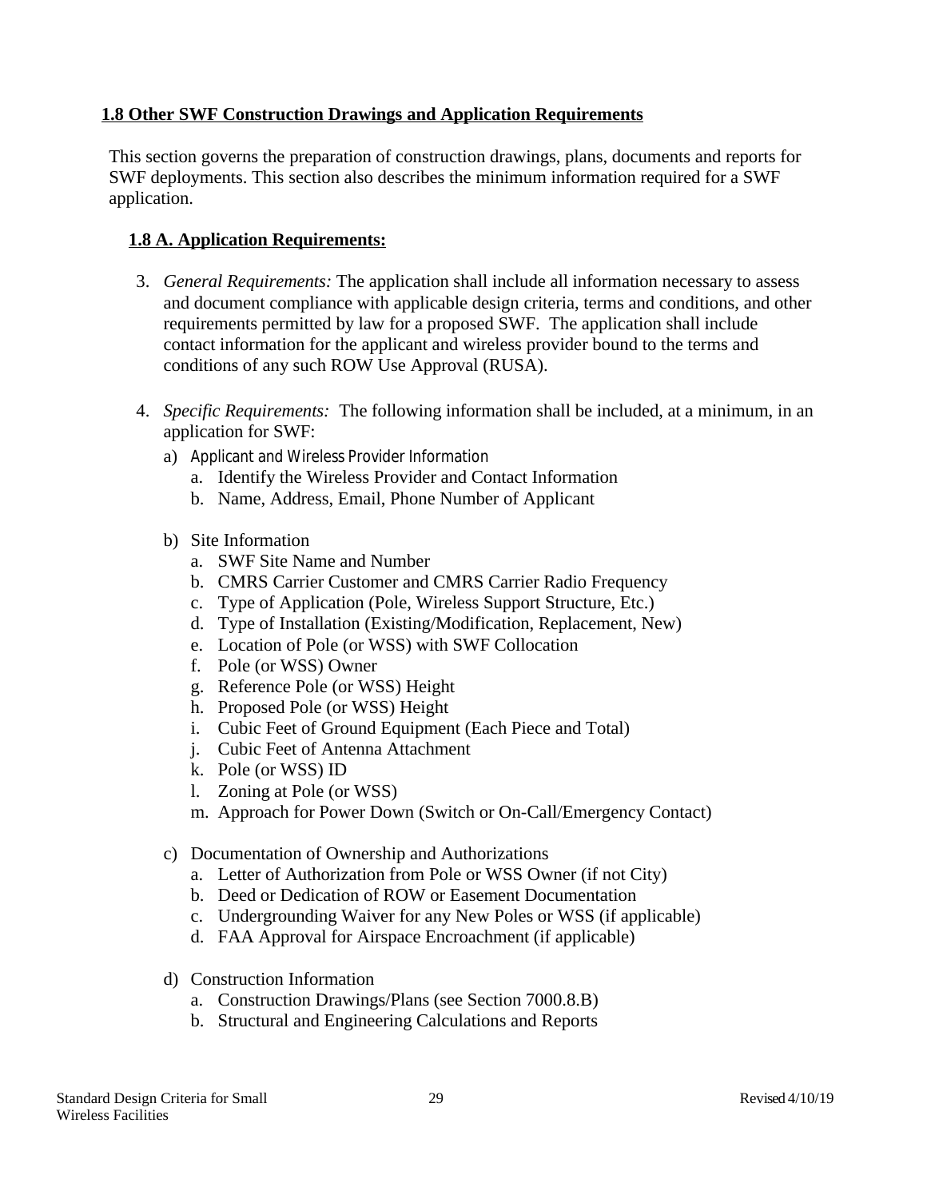## 1.8 Other SWF Construction Drawings and Application Requirements

This section governs the preparation of construction drawings, plans, documents and reports for SWF deployments. This section also describes the minimum information required for a SWF application.

### 1.8 A. Application Requirements:

3. *General Requirements:* The application shall include all information necessary to assess and document compliance with applicable design criteria, terms and conditions, and other requirements permitted by law for a proposed SWF. The application shall include contact information for the applicant and wireless provider bound to the terms and conditions of any such ROW Use Approval (RUSA).

4. *Specific Requirements:* The following information shall be included, at a minimum, in an application for SWF:
   - a) Applicant and Wireless Provider Information
     - a. Identify the Wireless Provider and Contact Information
     - b. Name, Address, Email, Phone Number of Applicant
   - b) Site Information
     - a. SWF Site Name and Number
     - b. CMRS Carrier Customer and CMRS Carrier Radio Frequency
     - c. Type of Application (Pole, Wireless Support Structure, Etc.)
     - d. Type of Installation (Existing/Modification, Replacement, New)
     - e. Location of Pole (or WSS) with SWF Collocation
     - f. Pole (or WSS) Owner
     - g. Reference Pole (or WSS) Height
     - h. Proposed Pole (or WSS) Height
     - i. Cubic Feet of Ground Equipment (Each Piece and Total)
     - j. Cubic Feet of Antenna Attachment
     - k. Pole (or WSS) ID
     - l. Zoning at Pole (or WSS)
     - m. Approach for Power Down (Switch or On-Call/Emergency Contact)
   - c) Documentation of Ownership and Authorizations
     - a. Letter of Authorization from Pole or WSS Owner (if not City)
     - b. Deed or Dedication of ROW or Easement Documentation
     - c. Undergrounding Waiver for any New Poles or WSS (if applicable)
     - d. FAA Approval for Airspace Encroachment (if applicable)
   - d) Construction Information
     - a. Construction Drawings/Plans (see Section 7000.8.B)
     - b. Structural and Engineering Calculations and Reports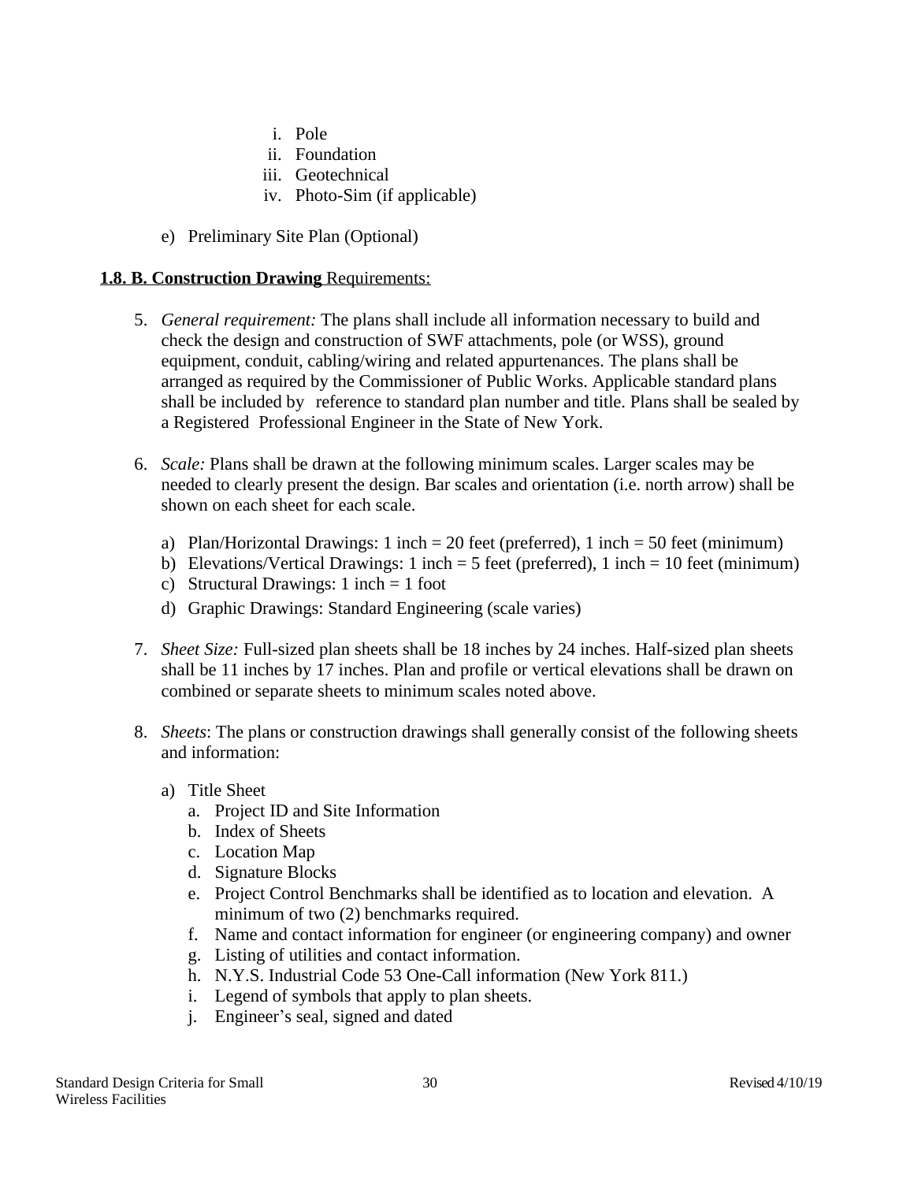i. Pole
ii. Foundation
iii. Geotechnical
iv. Photo-Sim (if applicable)

e) Preliminary Site Plan (Optional)

**1.8. B. Construction Drawing** Requirements:

5. *General requirement:* The plans shall include all information necessary to build and check the design and construction of SWF attachments, pole (or WSS), ground equipment, conduit, cabling/wiring and related appurtenances. The plans shall be arranged as required by the Commissioner of Public Works. Applicable standard plans shall be included by reference to standard plan number and title. Plans shall be sealed by a Registered Professional Engineer in the State of New York.

6. *Scale:* Plans shall be drawn at the following minimum scales. Larger scales may be needed to clearly present the design. Bar scales and orientation (i.e. north arrow) shall be shown on each sheet for each scale.

   a) Plan/Horizontal Drawings: 1 inch = 20 feet (preferred), 1 inch = 50 feet (minimum)
   b) Elevations/Vertical Drawings: 1 inch = 5 feet (preferred), 1 inch = 10 feet (minimum)
   c) Structural Drawings: 1 inch = 1 foot
   d) Graphic Drawings: Standard Engineering (scale varies)

7. *Sheet Size:* Full-sized plan sheets shall be 18 inches by 24 inches. Half-sized plan sheets shall be 11 inches by 17 inches. Plan and profile or vertical elevations shall be drawn on combined or separate sheets to minimum scales noted above.

8. *Sheets*: The plans or construction drawings shall generally consist of the following sheets and information:

   a) Title Sheet
      a. Project ID and Site Information
      b. Index of Sheets
      c. Location Map
      d. Signature Blocks
      e. Project Control Benchmarks shall be identified as to location and elevation. A minimum of two (2) benchmarks required.
      f. Name and contact information for engineer (or engineering company) and owner
      g. Listing of utilities and contact information.
      h. N.Y.S. Industrial Code 53 One-Call information (New York 811.)
      i. Legend of symbols that apply to plan sheets.
      j. Engineer's seal, signed and dated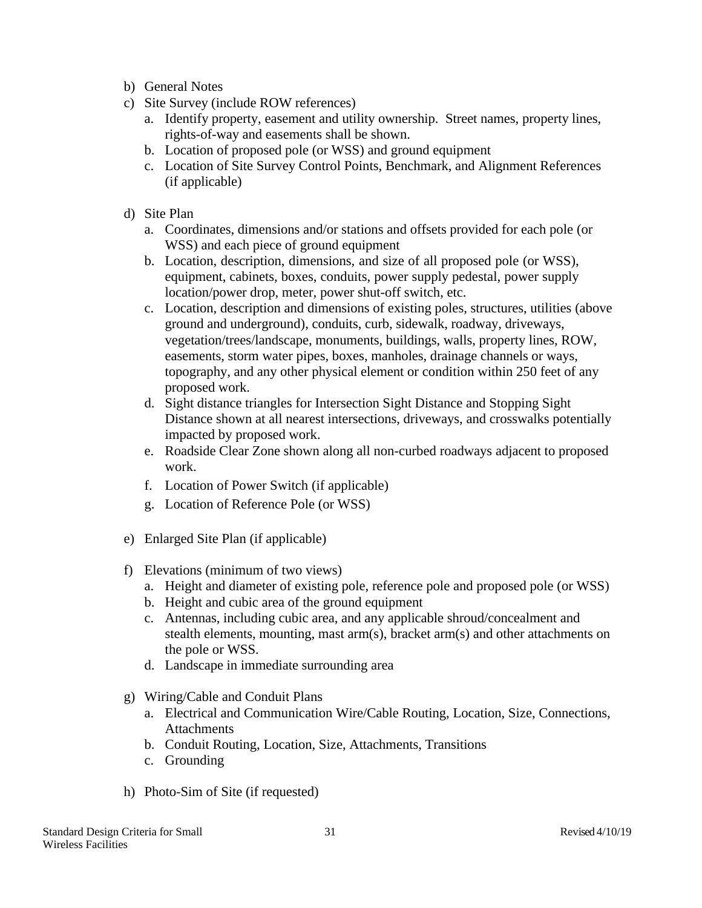b) General Notes
c) Site Survey (include ROW references)
   a. Identify property, easement and utility ownership. Street names, property lines, rights-of-way and easements shall be shown.
   b. Location of proposed pole (or WSS) and ground equipment
   c. Location of Site Survey Control Points, Benchmark, and Alignment References (if applicable)

d) Site Plan
   a. Coordinates, dimensions and/or stations and offsets provided for each pole (or WSS) and each piece of ground equipment
   b. Location, description, dimensions, and size of all proposed pole (or WSS), equipment, cabinets, boxes, conduits, power supply pedestal, power supply location/power drop, meter, power shut-off switch, etc.
   c. Location, description and dimensions of existing poles, structures, utilities (above ground and underground), conduits, curb, sidewalk, roadway, driveways, vegetation/trees/landscape, monuments, buildings, walls, property lines, ROW, easements, storm water pipes, boxes, manholes, drainage channels or ways, topography, and any other physical element or condition within 250 feet of any proposed work.
   d. Sight distance triangles for Intersection Sight Distance and Stopping Sight Distance shown at all nearest intersections, driveways, and crosswalks potentially impacted by proposed work.
   e. Roadside Clear Zone shown along all non-curbed roadways adjacent to proposed work.
   f. Location of Power Switch (if applicable)
   g. Location of Reference Pole (or WSS)

e) Enlarged Site Plan (if applicable)

f) Elevations (minimum of two views)
   a. Height and diameter of existing pole, reference pole and proposed pole (or WSS)
   b. Height and cubic area of the ground equipment
   c. Antennas, including cubic area, and any applicable shroud/concealment and stealth elements, mounting, mast arm(s), bracket arm(s) and other attachments on the pole or WSS.
   d. Landscape in immediate surrounding area

g) Wiring/Cable and Conduit Plans
   a. Electrical and Communication Wire/Cable Routing, Location, Size, Connections, Attachments
   b. Conduit Routing, Location, Size, Attachments, Transitions
   c. Grounding

h) Photo-Sim of Site (if requested)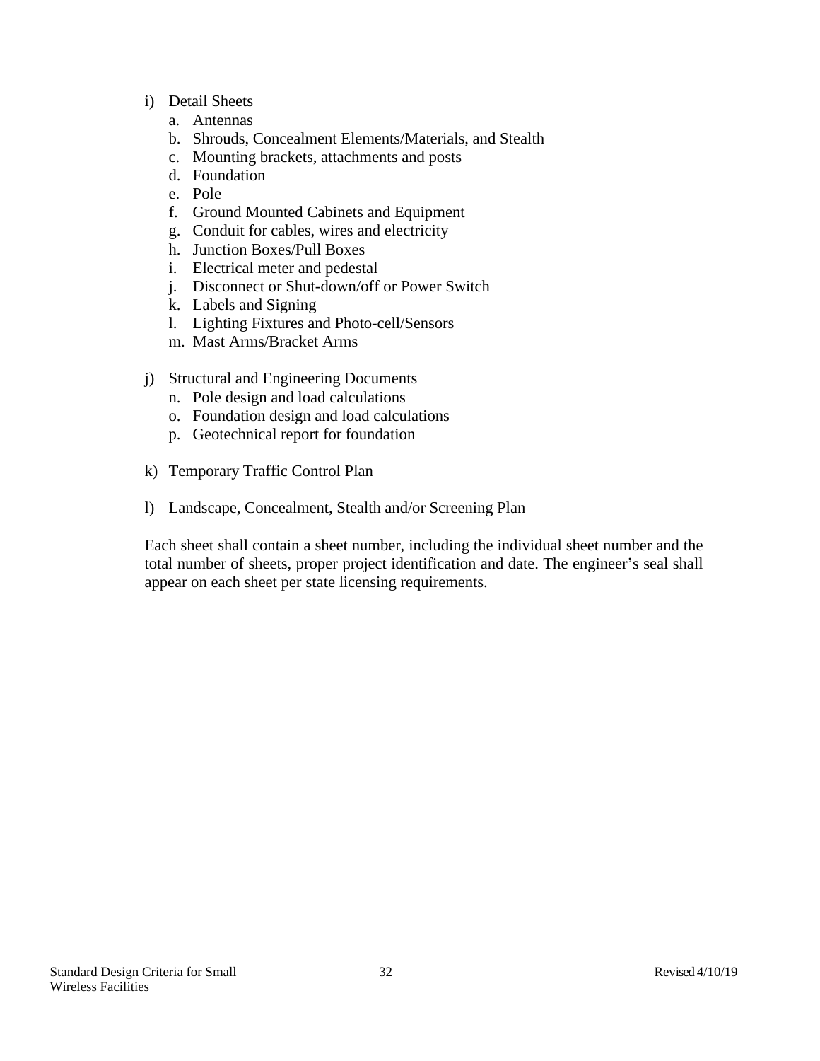i) Detail Sheets
   a. Antennas
   b. Shrouds, Concealment Elements/Materials, and Stealth
   c. Mounting brackets, attachments and posts
   d. Foundation
   e. Pole
   f. Ground Mounted Cabinets and Equipment
   g. Conduit for cables, wires and electricity
   h. Junction Boxes/Pull Boxes
   i. Electrical meter and pedestal
   j. Disconnect or Shut-down/off or Power Switch
   k. Labels and Signing
   l. Lighting Fixtures and Photo-cell/Sensors
   m. Mast Arms/Bracket Arms

j) Structural and Engineering Documents
   n. Pole design and load calculations
   o. Foundation design and load calculations
   p. Geotechnical report for foundation

k) Temporary Traffic Control Plan

l) Landscape, Concealment, Stealth and/or Screening Plan

Each sheet shall contain a sheet number, including the individual sheet number and the total number of sheets, proper project identification and date. The engineer's seal shall appear on each sheet per state licensing requirements.